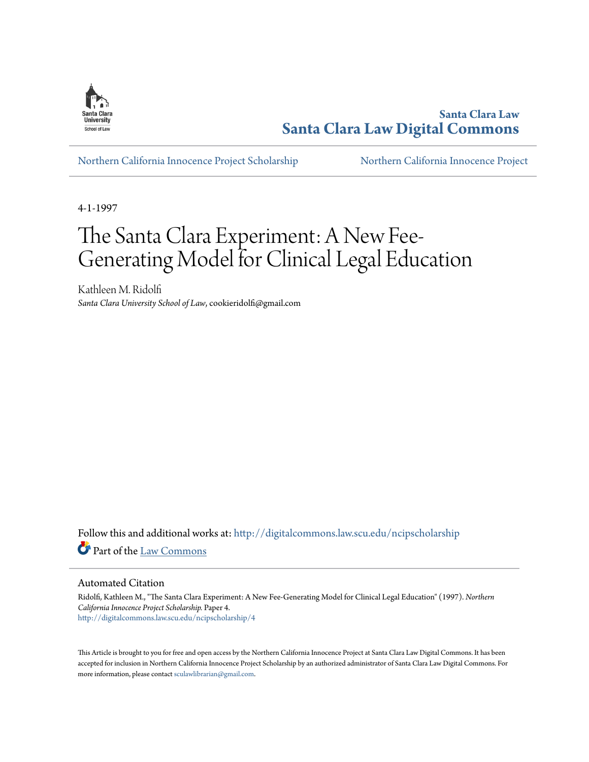Santa Clara Law
**Santa Clara Law Digital Commons**

Northern California Innocence Project Scholarship | Northern California Innocence Project

4-1-1997

# The Santa Clara Experiment: A New Fee-Generating Model for Clinical Legal Education

Kathleen M. Ridolfi
*Santa Clara University School of Law*, cookieridolfi@gmail.com

Follow this and additional works at: http://digitalcommons.law.scu.edu/ncipscholarship

Part of the Law Commons

## Automated Citation

Ridolfi, Kathleen M., "The Santa Clara Experiment: A New Fee-Generating Model for Clinical Legal Education" (1997). *Northern California Innocence Project Scholarship.* Paper 4.
http://digitalcommons.law.scu.edu/ncipscholarship/4

This Article is brought to you for free and open access by the Northern California Innocence Project at Santa Clara Law Digital Commons. It has been accepted for inclusion in Northern California Innocence Project Scholarship by an authorized administrator of Santa Clara Law Digital Commons. For more information, please contact sculawlibrarian@gmail.com.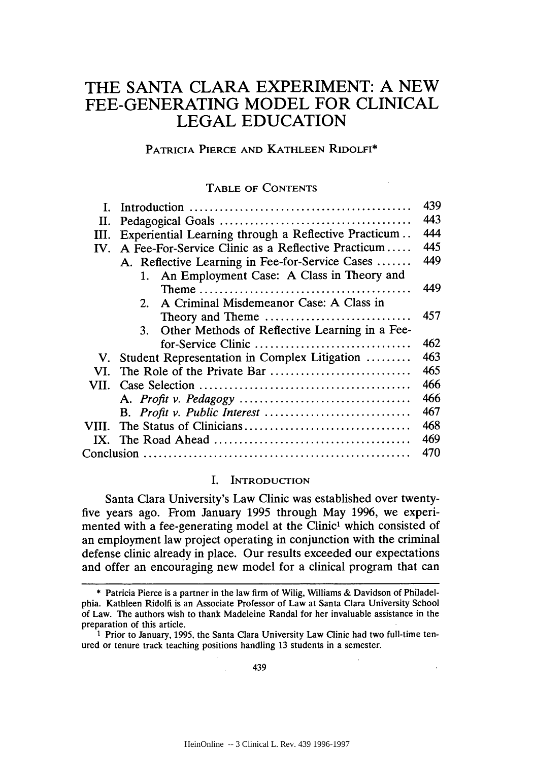# THE SANTA CLARA EXPERIMENT: A NEW FEE-GENERATING MODEL FOR CLINICAL LEGAL EDUCATION

PATRICIA PIERCE AND KATHLEEN RIDOLFI*

TABLE OF CONTENTS

| | | |
|---|---|---|
| I. | Introduction | 439 |
| II. | Pedagogical Goals | 443 |
| III. | Experiential Learning through a Reflective Practicum | 444 |
| IV. | A Fee-For-Service Clinic as a Reflective Practicum | 445 |
| | A. Reflective Learning in Fee-for-Service Cases | 449 |
| | 1. An Employment Case: A Class in Theory and Theme | 449 |
| | 2. A Criminal Misdemeanor Case: A Class in Theory and Theme | 457 |
| | 3. Other Methods of Reflective Learning in a Fee-for-Service Clinic | 462 |
| V. | Student Representation in Complex Litigation | 463 |
| VI. | The Role of the Private Bar | 465 |
| VII. | Case Selection | 466 |
| | A. *Profit v. Pedagogy* | 466 |
| | B. *Profit v. Public Interest* | 467 |
| VIII. | The Status of Clinicians | 468 |
| IX. | The Road Ahead | 469 |
| Conclusion | | 470 |

## I. INTRODUCTION

Santa Clara University's Law Clinic was established over twenty-five years ago. From January 1995 through May 1996, we experimented with a fee-generating model at the Clinic[1] which consisted of an employment law project operating in conjunction with the criminal defense clinic already in place. Our results exceeded our expectations and offer an encouraging new model for a clinical program that can

---

* Patricia Pierce is a partner in the law firm of Wilig, Williams & Davidson of Philadelphia. Kathleen Ridolfi is an Associate Professor of Law at Santa Clara University School of Law. The authors wish to thank Madeleine Randal for her invaluable assistance in the preparation of this article.

[1] Prior to January, 1995, the Santa Clara University Law Clinic had two full-time tenured or tenure track teaching positions handling 13 students in a semester.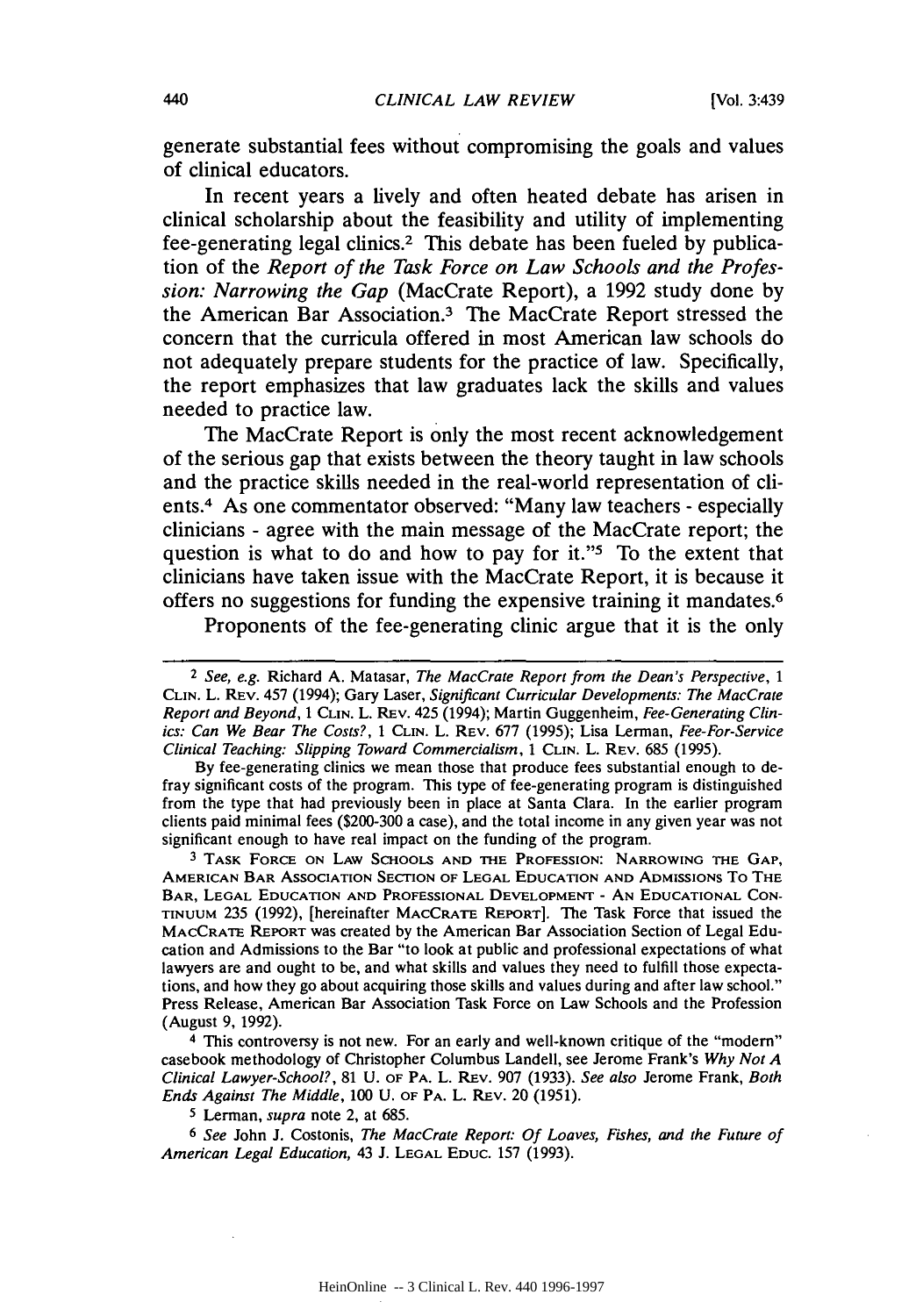generate substantial fees without compromising the goals and values of clinical educators.

In recent years a lively and often heated debate has arisen in clinical scholarship about the feasibility and utility of implementing fee-generating legal clinics.[2] This debate has been fueled by publication of the *Report of the Task Force on Law Schools and the Profession: Narrowing the Gap* (MacCrate Report), a 1992 study done by the American Bar Association.[3] The MacCrate Report stressed the concern that the curricula offered in most American law schools do not adequately prepare students for the practice of law. Specifically, the report emphasizes that law graduates lack the skills and values needed to practice law.

The MacCrate Report is only the most recent acknowledgement of the serious gap that exists between the theory taught in law schools and the practice skills needed in the real-world representation of clients.[4] As one commentator observed: "Many law teachers - especially clinicians - agree with the main message of the MacCrate report; the question is what to do and how to pay for it."[5] To the extent that clinicians have taken issue with the MacCrate Report, it is because it offers no suggestions for funding the expensive training it mandates.[6]

Proponents of the fee-generating clinic argue that it is the only

---

[2] *See, e.g.* Richard A. Matasar, *The MacCrate Report from the Dean's Perspective*, 1 CLIN. L. REV. 457 (1994); Gary Laser, *Significant Curricular Developments: The MacCrate Report and Beyond*, 1 CLIN. L. REV. 425 (1994); Martin Guggenheim, *Fee-Generating Clinics: Can We Bear The Costs?*, 1 CLIN. L. REV. 677 (1995); Lisa Lerman, *Fee-For-Service Clinical Teaching: Slipping Toward Commercialism*, 1 CLIN. L. REV. 685 (1995).

By fee-generating clinics we mean those that produce fees substantial enough to defray significant costs of the program. This type of fee-generating program is distinguished from the type that had previously been in place at Santa Clara. In the earlier program clients paid minimal fees ($200-300 a case), and the total income in any given year was not significant enough to have real impact on the funding of the program.

[3] TASK FORCE ON LAW SCHOOLS AND THE PROFESSION: NARROWING THE GAP, AMERICAN BAR ASSOCIATION SECTION OF LEGAL EDUCATION AND ADMISSIONS TO THE BAR, LEGAL EDUCATION AND PROFESSIONAL DEVELOPMENT - AN EDUCATIONAL CONTINUUM 235 (1992), [hereinafter MACCRATE REPORT]. The Task Force that issued the MACCRATE REPORT was created by the American Bar Association Section of Legal Education and Admissions to the Bar "to look at public and professional expectations of what lawyers are and ought to be, and what skills and values they need to fulfill those expectations, and how they go about acquiring those skills and values during and after law school." Press Release, American Bar Association Task Force on Law Schools and the Profession (August 9, 1992).

[4] This controversy is not new. For an early and well-known critique of the "modern" casebook methodology of Christopher Columbus Landell, see Jerome Frank's *Why Not A Clinical Lawyer-School?*, 81 U. OF PA. L. REV. 907 (1933). *See also* Jerome Frank, *Both Ends Against The Middle*, 100 U. OF PA. L. REV. 20 (1951).

[5] Lerman, *supra* note 2, at 685.

[6] *See* John J. Costonis, *The MacCrate Report: Of Loaves, Fishes, and the Future of American Legal Education*, 43 J. LEGAL EDUC. 157 (1993).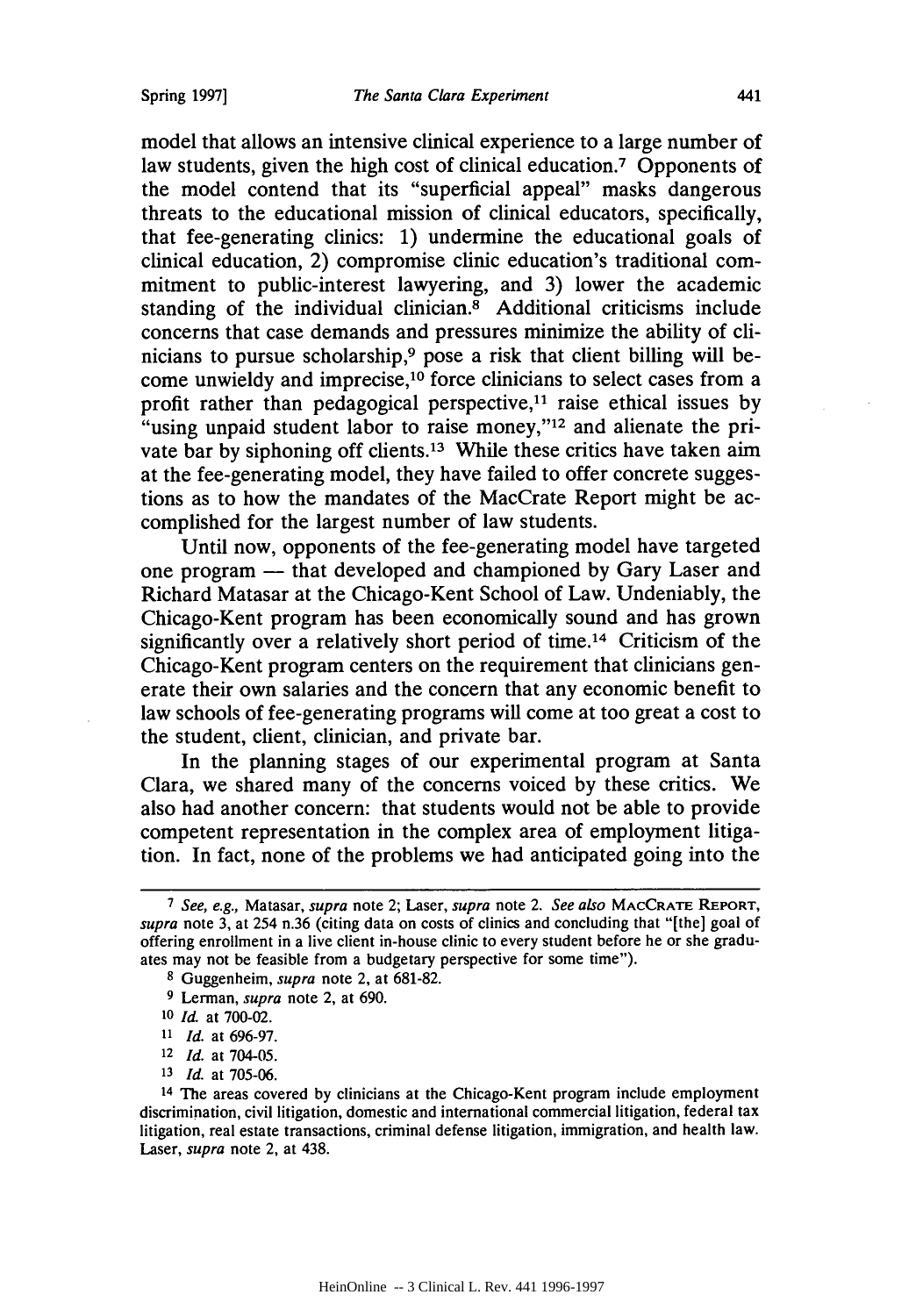model that allows an intensive clinical experience to a large number of law students, given the high cost of clinical education.[7] Opponents of the model contend that its "superficial appeal" masks dangerous threats to the educational mission of clinical educators, specifically, that fee-generating clinics: 1) undermine the educational goals of clinical education, 2) compromise clinic education's traditional commitment to public-interest lawyering, and 3) lower the academic standing of the individual clinician.[8] Additional criticisms include concerns that case demands and pressures minimize the ability of clinicians to pursue scholarship,[9] pose a risk that client billing will become unwieldy and imprecise,[10] force clinicians to select cases from a profit rather than pedagogical perspective,[11] raise ethical issues by "using unpaid student labor to raise money,"[12] and alienate the private bar by siphoning off clients.[13] While these critics have taken aim at the fee-generating model, they have failed to offer concrete suggestions as to how the mandates of the MacCrate Report might be accomplished for the largest number of law students.

Until now, opponents of the fee-generating model have targeted one program — that developed and championed by Gary Laser and Richard Matasar at the Chicago-Kent School of Law. Undeniably, the Chicago-Kent program has been economically sound and has grown significantly over a relatively short period of time.[14] Criticism of the Chicago-Kent program centers on the requirement that clinicians generate their own salaries and the concern that any economic benefit to law schools of fee-generating programs will come at too great a cost to the student, client, clinician, and private bar.

In the planning stages of our experimental program at Santa Clara, we shared many of the concerns voiced by these critics. We also had another concern: that students would not be able to provide competent representation in the complex area of employment litigation. In fact, none of the problems we had anticipated going into the

---

[7] *See, e.g.,* Matasar, *supra* note 2; Laser, *supra* note 2. *See also* MACCRATE REPORT, *supra* note 3, at 254 n.36 (citing data on costs of clinics and concluding that "[the] goal of offering enrollment in a live client in-house clinic to every student before he or she graduates may not be feasible from a budgetary perspective for some time").

[8] Guggenheim, *supra* note 2, at 681-82.

[9] Lerman, *supra* note 2, at 690.

[10] *Id.* at 700-02.

[11] *Id.* at 696-97.

[12] *Id.* at 704-05.

[13] *Id.* at 705-06.

[14] The areas covered by clinicians at the Chicago-Kent program include employment discrimination, civil litigation, domestic and international commercial litigation, federal tax litigation, real estate transactions, criminal defense litigation, immigration, and health law. Laser, *supra* note 2, at 438.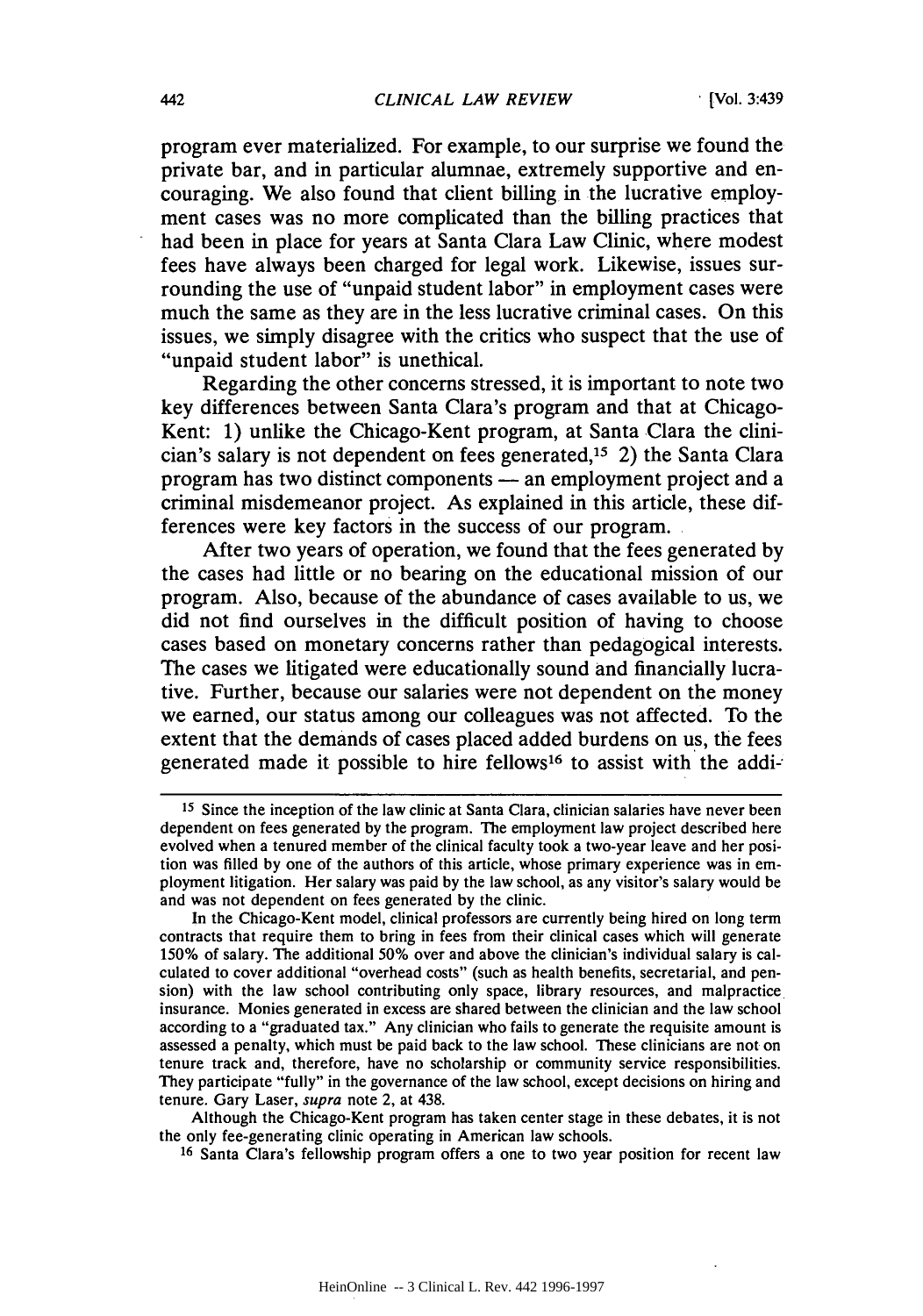program ever materialized. For example, to our surprise we found the private bar, and in particular alumnae, extremely supportive and encouraging. We also found that client billing in the lucrative employment cases was no more complicated than the billing practices that had been in place for years at Santa Clara Law Clinic, where modest fees have always been charged for legal work. Likewise, issues surrounding the use of "unpaid student labor" in employment cases were much the same as they are in the less lucrative criminal cases. On this issues, we simply disagree with the critics who suspect that the use of "unpaid student labor" is unethical.

Regarding the other concerns stressed, it is important to note two key differences between Santa Clara's program and that at Chicago-Kent: 1) unlike the Chicago-Kent program, at Santa Clara the clinician's salary is not dependent on fees generated,[15] 2) the Santa Clara program has two distinct components — an employment project and a criminal misdemeanor project. As explained in this article, these differences were key factors in the success of our program.

After two years of operation, we found that the fees generated by the cases had little or no bearing on the educational mission of our program. Also, because of the abundance of cases available to us, we did not find ourselves in the difficult position of having to choose cases based on monetary concerns rather than pedagogical interests. The cases we litigated were educationally sound and financially lucrative. Further, because our salaries were not dependent on the money we earned, our status among our colleagues was not affected. To the extent that the demands of cases placed added burdens on us, the fees generated made it possible to hire fellows[16] to assist with the addi-

---

[15] Since the inception of the law clinic at Santa Clara, clinician salaries have never been dependent on fees generated by the program. The employment law project described here evolved when a tenured member of the clinical faculty took a two-year leave and her position was filled by one of the authors of this article, whose primary experience was in employment litigation. Her salary was paid by the law school, as any visitor's salary would be and was not dependent on fees generated by the clinic.

In the Chicago-Kent model, clinical professors are currently being hired on long term contracts that require them to bring in fees from their clinical cases which will generate 150% of salary. The additional 50% over and above the clinician's individual salary is calculated to cover additional "overhead costs" (such as health benefits, secretarial, and pension) with the law school contributing only space, library resources, and malpractice insurance. Monies generated in excess are shared between the clinician and the law school according to a "graduated tax." Any clinician who fails to generate the requisite amount is assessed a penalty, which must be paid back to the law school. These clinicians are not on tenure track and, therefore, have no scholarship or community service responsibilities. They participate "fully" in the governance of the law school, except decisions on hiring and tenure. Gary Laser, *supra* note 2, at 438.

Although the Chicago-Kent program has taken center stage in these debates, it is not the only fee-generating clinic operating in American law schools.

[16] Santa Clara's fellowship program offers a one to two year position for recent law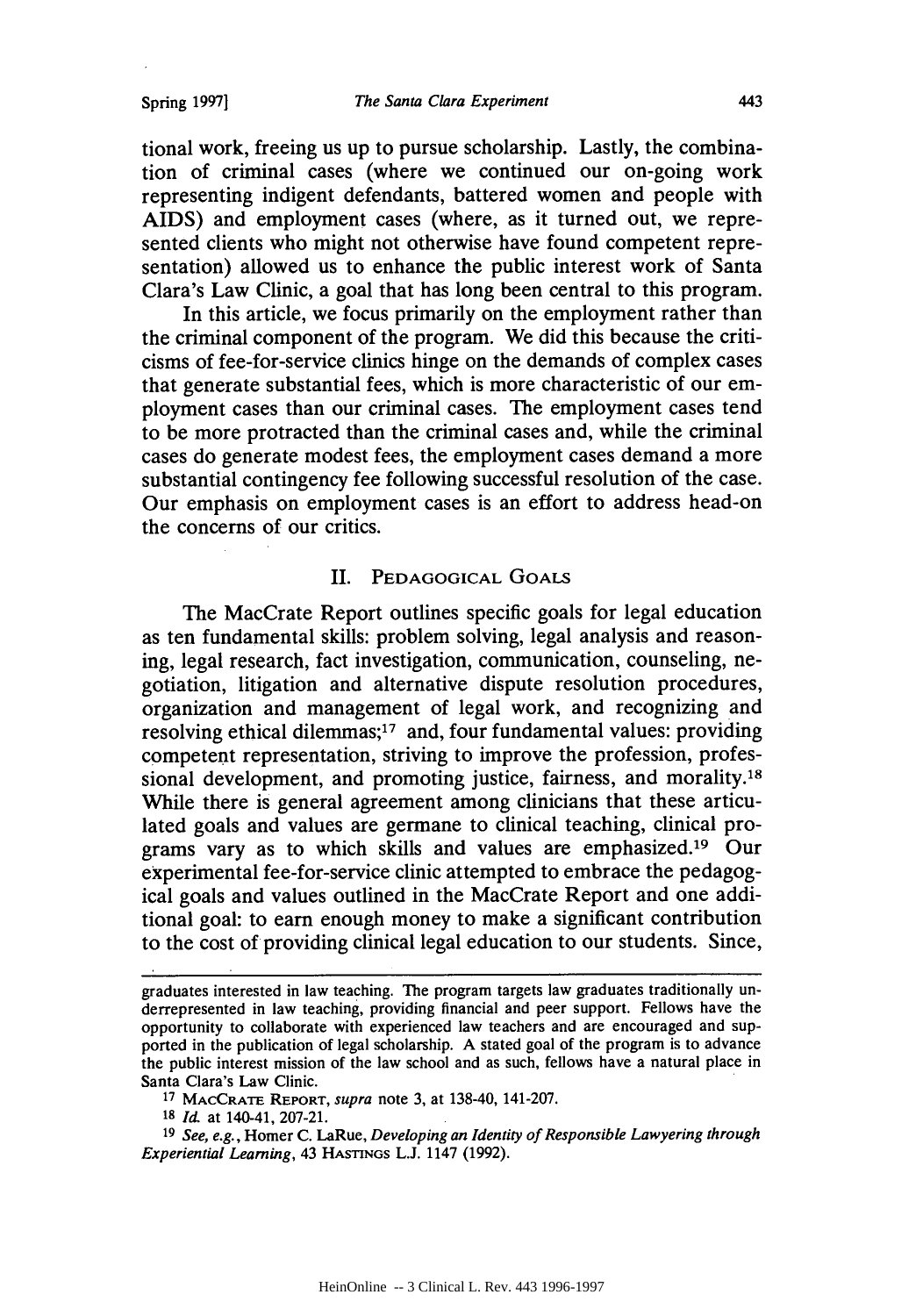tional work, freeing us up to pursue scholarship. Lastly, the combination of criminal cases (where we continued our on-going work representing indigent defendants, battered women and people with AIDS) and employment cases (where, as it turned out, we represented clients who might not otherwise have found competent representation) allowed us to enhance the public interest work of Santa Clara's Law Clinic, a goal that has long been central to this program.

In this article, we focus primarily on the employment rather than the criminal component of the program. We did this because the criticisms of fee-for-service clinics hinge on the demands of complex cases that generate substantial fees, which is more characteristic of our employment cases than our criminal cases. The employment cases tend to be more protracted than the criminal cases and, while the criminal cases do generate modest fees, the employment cases demand a more substantial contingency fee following successful resolution of the case. Our emphasis on employment cases is an effort to address head-on the concerns of our critics.

## II. Pedagogical Goals

The MacCrate Report outlines specific goals for legal education as ten fundamental skills: problem solving, legal analysis and reasoning, legal research, fact investigation, communication, counseling, negotiation, litigation and alternative dispute resolution procedures, organization and management of legal work, and recognizing and resolving ethical dilemmas;[17] and, four fundamental values: providing competent representation, striving to improve the profession, professional development, and promoting justice, fairness, and morality.[18] While there is general agreement among clinicians that these articulated goals and values are germane to clinical teaching, clinical programs vary as to which skills and values are emphasized.[19] Our experimental fee-for-service clinic attempted to embrace the pedagogical goals and values outlined in the MacCrate Report and one additional goal: to earn enough money to make a significant contribution to the cost of providing clinical legal education to our students. Since,

---

graduates interested in law teaching. The program targets law graduates traditionally underrepresented in law teaching, providing financial and peer support. Fellows have the opportunity to collaborate with experienced law teachers and are encouraged and supported in the publication of legal scholarship. A stated goal of the program is to advance the public interest mission of the law school and as such, fellows have a natural place in Santa Clara's Law Clinic.

[17] MacCrate Report, *supra* note 3, at 138-40, 141-207.

[18] *Id.* at 140-41, 207-21.

[19] *See, e.g.*, Homer C. LaRue, *Developing an Identity of Responsible Lawyering through Experiential Learning*, 43 Hastings L.J. 1147 (1992).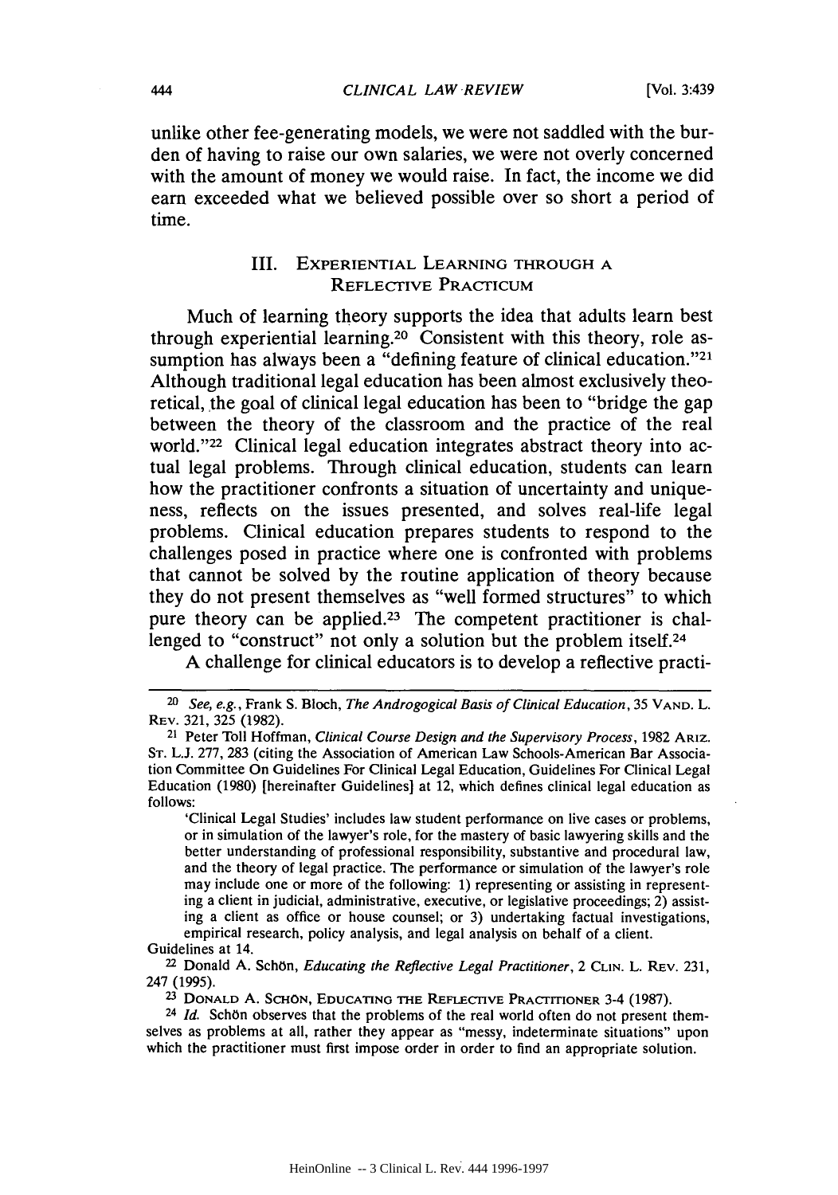unlike other fee-generating models, we were not saddled with the burden of having to raise our own salaries, we were not overly concerned with the amount of money we would raise. In fact, the income we did earn exceeded what we believed possible over so short a period of time.

## III. Experiential Learning through a Reflective Practicum

Much of learning theory supports the idea that adults learn best through experiential learning.[20] Consistent with this theory, role assumption has always been a "defining feature of clinical education."[21] Although traditional legal education has been almost exclusively theoretical, the goal of clinical legal education has been to "bridge the gap between the theory of the classroom and the practice of the real world."[22] Clinical legal education integrates abstract theory into actual legal problems. Through clinical education, students can learn how the practitioner confronts a situation of uncertainty and uniqueness, reflects on the issues presented, and solves real-life legal problems. Clinical education prepares students to respond to the challenges posed in practice where one is confronted with problems that cannot be solved by the routine application of theory because they do not present themselves as "well formed structures" to which pure theory can be applied.[23] The competent practitioner is challenged to "construct" not only a solution but the problem itself.[24]

A challenge for clinical educators is to develop a reflective practi-

---

[20] *See, e.g.*, Frank S. Bloch, *The Androgogical Basis of Clinical Education*, 35 Vand. L. Rev. 321, 325 (1982).

[21] Peter Toll Hoffman, *Clinical Course Design and the Supervisory Process*, 1982 Ariz. St. L.J. 277, 283 (citing the Association of American Law Schools-American Bar Association Committee On Guidelines For Clinical Legal Education, Guidelines For Clinical Legal Education (1980) [hereinafter Guidelines] at 12, which defines clinical legal education as follows:

> 'Clinical Legal Studies' includes law student performance on live cases or problems, or in simulation of the lawyer's role, for the mastery of basic lawyering skills and the better understanding of professional responsibility, substantive and procedural law, and the theory of legal practice. The performance or simulation of the lawyer's role may include one or more of the following: 1) representing or assisting in representing a client in judicial, administrative, executive, or legislative proceedings; 2) assisting a client as office or house counsel; or 3) undertaking factual investigations, empirical research, policy analysis, and legal analysis on behalf of a client.

Guidelines at 14.

[22] Donald A. Schön, *Educating the Reflective Legal Practitioner*, 2 Clin. L. Rev. 231, 247 (1995).

[23] Donald A. Schön, Educating the Reflective Practitioner 3-4 (1987).

[24] *Id.* Schön observes that the problems of the real world often do not present themselves as problems at all, rather they appear as "messy, indeterminate situations" upon which the practitioner must first impose order in order to find an appropriate solution.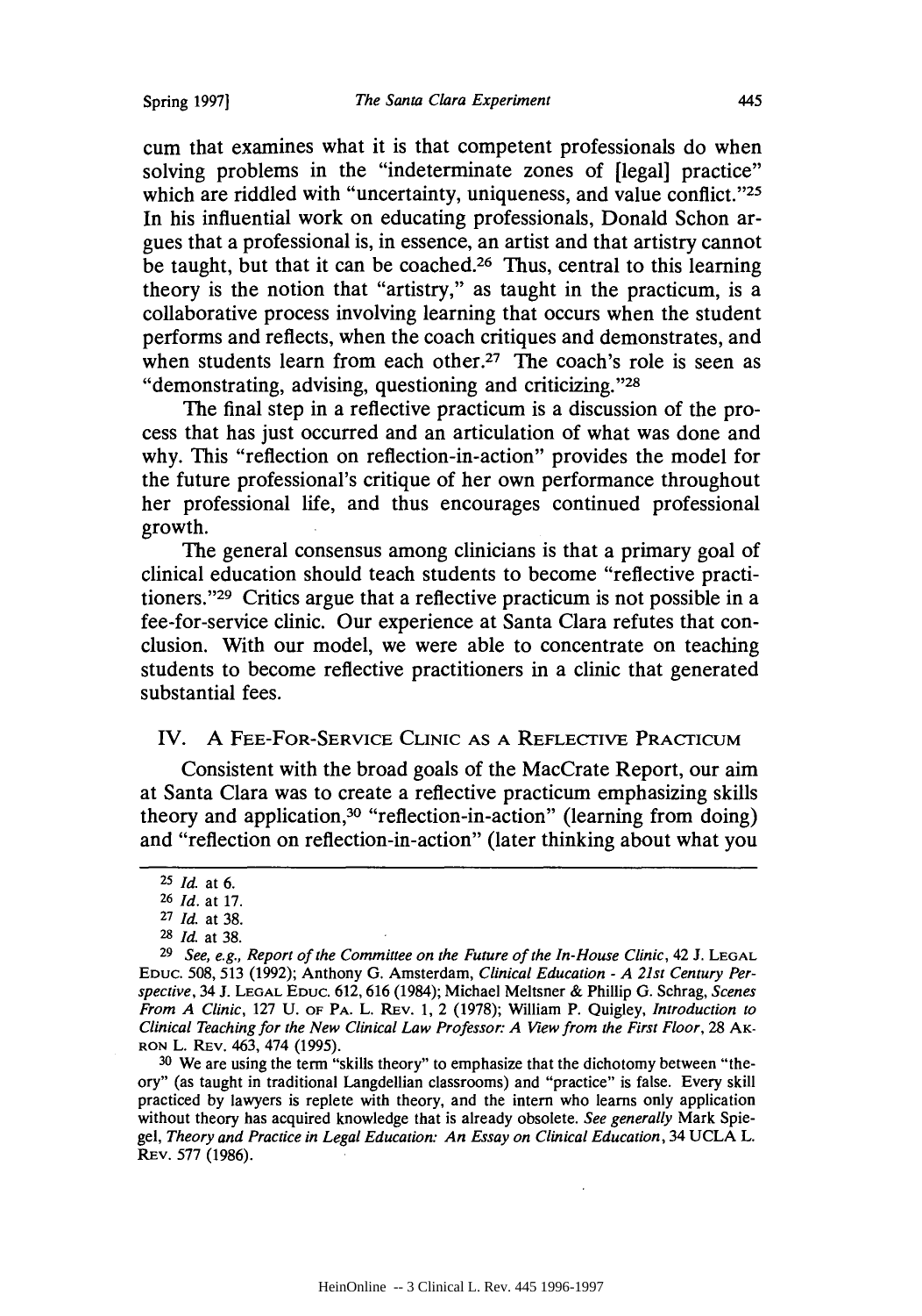cum that examines what it is that competent professionals do when solving problems in the "indeterminate zones of [legal] practice" which are riddled with "uncertainty, uniqueness, and value conflict."[25] In his influential work on educating professionals, Donald Schon argues that a professional is, in essence, an artist and that artistry cannot be taught, but that it can be coached.[26] Thus, central to this learning theory is the notion that "artistry," as taught in the practicum, is a collaborative process involving learning that occurs when the student performs and reflects, when the coach critiques and demonstrates, and when students learn from each other.[27] The coach's role is seen as "demonstrating, advising, questioning and criticizing."[28]

The final step in a reflective practicum is a discussion of the process that has just occurred and an articulation of what was done and why. This "reflection on reflection-in-action" provides the model for the future professional's critique of her own performance throughout her professional life, and thus encourages continued professional growth.

The general consensus among clinicians is that a primary goal of clinical education should teach students to become "reflective practitioners."[29] Critics argue that a reflective practicum is not possible in a fee-for-service clinic. Our experience at Santa Clara refutes that conclusion. With our model, we were able to concentrate on teaching students to become reflective practitioners in a clinic that generated substantial fees.

## IV. A Fee-For-Service Clinic as a Reflective Practicum

Consistent with the broad goals of the MacCrate Report, our aim at Santa Clara was to create a reflective practicum emphasizing skills theory and application,[30] "reflection-in-action" (learning from doing) and "reflection on reflection-in-action" (later thinking about what you

---

[25] *Id.* at 6.

[26] *Id.* at 17.

[27] *Id.* at 38.

[28] *Id.* at 38.

[29] *See, e.g., Report of the Committee on the Future of the In-House Clinic*, 42 J. Legal Educ. 508, 513 (1992); Anthony G. Amsterdam, *Clinical Education - A 21st Century Perspective*, 34 J. Legal Educ. 612, 616 (1984); Michael Meltsner & Phillip G. Schrag, *Scenes From A Clinic*, 127 U. of Pa. L. Rev. 1, 2 (1978); William P. Quigley, *Introduction to Clinical Teaching for the New Clinical Law Professor: A View from the First Floor*, 28 Akron L. Rev. 463, 474 (1995).

[30] We are using the term "skills theory" to emphasize that the dichotomy between "theory" (as taught in traditional Langdellian classrooms) and "practice" is false. Every skill practiced by lawyers is replete with theory, and the intern who learns only application without theory has acquired knowledge that is already obsolete. *See generally* Mark Spiegel, *Theory and Practice in Legal Education: An Essay on Clinical Education*, 34 UCLA L. Rev. 577 (1986).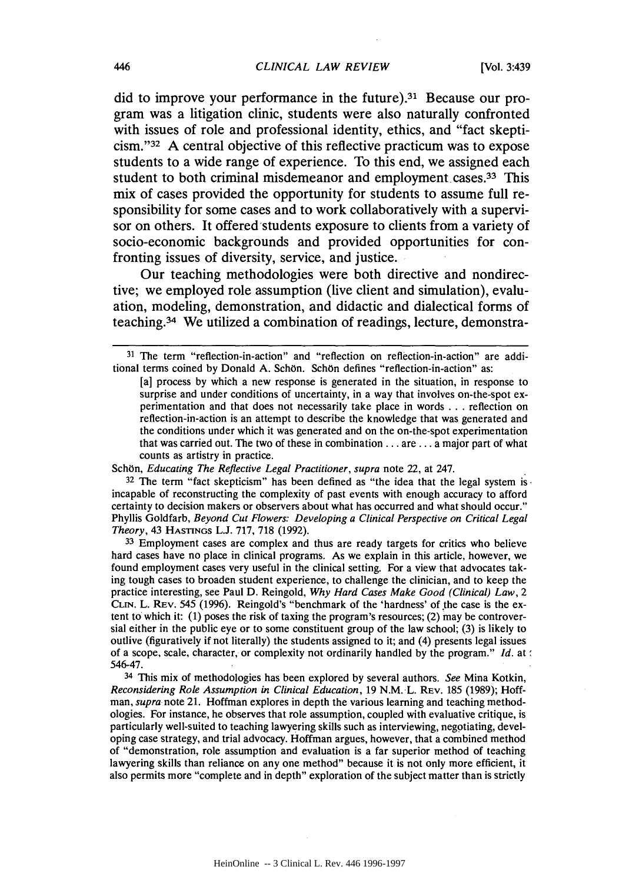did to improve your performance in the future).[31] Because our program was a litigation clinic, students were also naturally confronted with issues of role and professional identity, ethics, and "fact skepticism."[32] A central objective of this reflective practicum was to expose students to a wide range of experience. To this end, we assigned each student to both criminal misdemeanor and employment cases.[33] This mix of cases provided the opportunity for students to assume full responsibility for some cases and to work collaboratively with a supervisor on others. It offered students exposure to clients from a variety of socio-economic backgrounds and provided opportunities for confronting issues of diversity, service, and justice.

Our teaching methodologies were both directive and nondirective; we employed role assumption (live client and simulation), evaluation, modeling, demonstration, and didactic and dialectical forms of teaching.[34] We utilized a combination of readings, lecture, demonstra-

---

[31] The term "reflection-in-action" and "reflection on reflection-in-action" are additional terms coined by Donald A. Schön. Schön defines "reflection-in-action" as:

> [a] process by which a new response is generated in the situation, in response to surprise and under conditions of uncertainty, in a way that involves on-the-spot experimentation and that does not necessarily take place in words . . . reflection on reflection-in-action is an attempt to describe the knowledge that was generated and the conditions under which it was generated and on the on-the-spot experimentation that was carried out. The two of these in combination . . . are . . . a major part of what counts as artistry in practice.

Schön, *Educating The Reflective Legal Practitioner*, *supra* note 22, at 247.

[32] The term "fact skepticism" has been defined as "the idea that the legal system is incapable of reconstructing the complexity of past events with enough accuracy to afford certainty to decision makers or observers about what has occurred and what should occur." Phyllis Goldfarb, *Beyond Cut Flowers: Developing a Clinical Perspective on Critical Legal Theory*, 43 HASTINGS L.J. 717, 718 (1992).

[33] Employment cases are complex and thus are ready targets for critics who believe hard cases have no place in clinical programs. As we explain in this article, however, we found employment cases very useful in the clinical setting. For a view that advocates taking tough cases to broaden student experience, to challenge the clinician, and to keep the practice interesting, see Paul D. Reingold, *Why Hard Cases Make Good (Clinical) Law*, 2 CLIN. L. REV. 545 (1996). Reingold's "benchmark of the 'hardness' of the case is the extent to which it: (1) poses the risk of taxing the program's resources; (2) may be controversial either in the public eye or to some constituent group of the law school; (3) is likely to outlive (figuratively if not literally) the students assigned to it; and (4) presents legal issues of a scope, scale, character, or complexity not ordinarily handled by the program." *Id.* at 546-47.

[34] This mix of methodologies has been explored by several authors. *See* Mina Kotkin, *Reconsidering Role Assumption in Clinical Education*, 19 N.M. L. REV. 185 (1989); Hoffman, *supra* note 21. Hoffman explores in depth the various learning and teaching methodologies. For instance, he observes that role assumption, coupled with evaluative critique, is particularly well-suited to teaching lawyering skills such as interviewing, negotiating, developing case strategy, and trial advocacy. Hoffman argues, however, that a combined method of "demonstration, role assumption and evaluation is a far superior method of teaching lawyering skills than reliance on any one method" because it is not only more efficient, it also permits more "complete and in depth" exploration of the subject matter than is strictly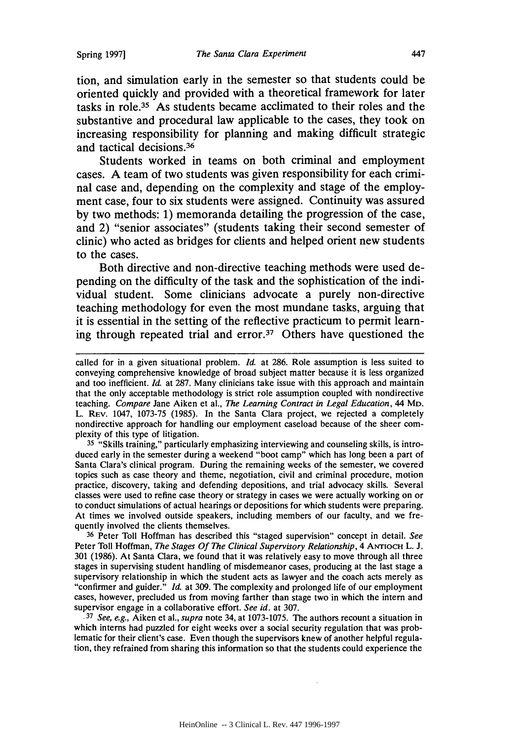tion, and simulation early in the semester so that students could be oriented quickly and provided with a theoretical framework for later tasks in role.[35] As students became acclimated to their roles and the substantive and procedural law applicable to the cases, they took on increasing responsibility for planning and making difficult strategic and tactical decisions.[36]

Students worked in teams on both criminal and employment cases. A team of two students was given responsibility for each criminal case and, depending on the complexity and stage of the employment case, four to six students were assigned. Continuity was assured by two methods: 1) memoranda detailing the progression of the case, and 2) "senior associates" (students taking their second semester of clinic) who acted as bridges for clients and helped orient new students to the cases.

Both directive and non-directive teaching methods were used depending on the difficulty of the task and the sophistication of the individual student. Some clinicians advocate a purely non-directive teaching methodology for even the most mundane tasks, arguing that it is essential in the setting of the reflective practicum to permit learning through repeated trial and error.[37] Others have questioned the

---

called for in a given situational problem. *Id.* at 286. Role assumption is less suited to conveying comprehensive knowledge of broad subject matter because it is less organized and too inefficient. *Id.* at 287. Many clinicians take issue with this approach and maintain that the only acceptable methodology is strict role assumption coupled with nondirective teaching. *Compare* Jane Aiken et al., *The Learning Contract in Legal Education*, 44 MD. L. REV. 1047, 1073-75 (1985). In the Santa Clara project, we rejected a completely nondirective approach for handling our employment caseload because of the sheer complexity of this type of litigation.

[35] "Skills training," particularly emphasizing interviewing and counseling skills, is introduced early in the semester during a weekend "boot camp" which has long been a part of Santa Clara's clinical program. During the remaining weeks of the semester, we covered topics such as case theory and theme, negotiation, civil and criminal procedure, motion practice, discovery, taking and defending depositions, and trial advocacy skills. Several classes were used to refine case theory or strategy in cases we were actually working on or to conduct simulations of actual hearings or depositions for which students were preparing. At times we involved outside speakers, including members of our faculty, and we frequently involved the clients themselves.

[36] Peter Toll Hoffman has described this "staged supervision" concept in detail. *See* Peter Toll Hoffman, *The Stages Of The Clinical Supervisory Relationship*, 4 ANTIOCH L. J. 301 (1986). At Santa Clara, we found that it was relatively easy to move through all three stages in supervising student handling of misdemeanor cases, producing at the last stage a supervisory relationship in which the student acts as lawyer and the coach acts merely as "confirmer and guider." *Id.* at 309. The complexity and prolonged life of our employment cases, however, precluded us from moving farther than stage two in which the intern and supervisor engage in a collaborative effort. *See id.* at 307.

[37] *See, e.g.,* Aiken et al., *supra* note 34, at 1073-1075. The authors recount a situation in which interns had puzzled for eight weeks over a social security regulation that was problematic for their client's case. Even though the supervisors knew of another helpful regulation, they refrained from sharing this information so that the students could experience the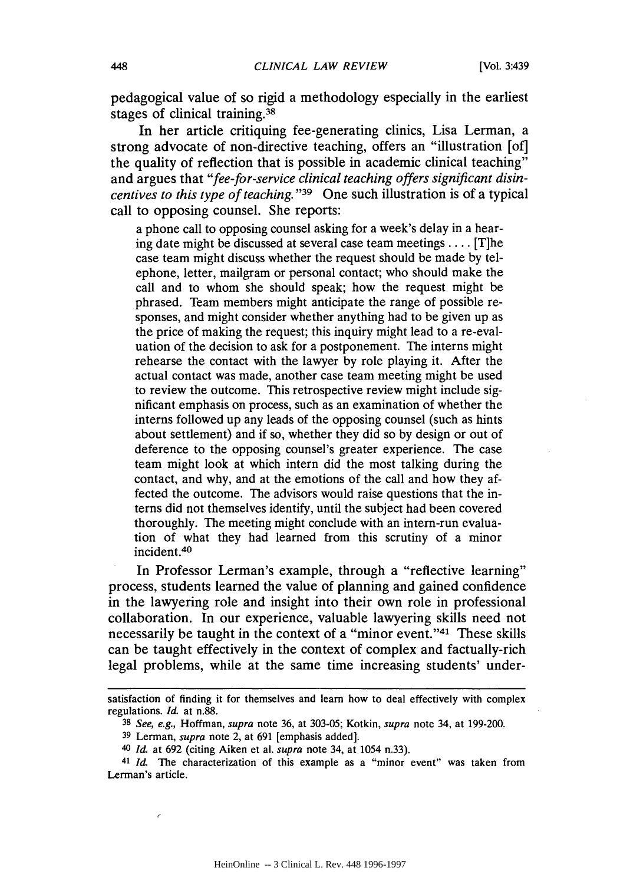pedagogical value of so rigid a methodology especially in the earliest stages of clinical training.[38]

In her article critiquing fee-generating clinics, Lisa Lerman, a strong advocate of non-directive teaching, offers an "illustration [of] the quality of reflection that is possible in academic clinical teaching" and argues that "*fee-for-service clinical teaching offers significant disincentives to this type of teaching.*"[39] One such illustration is of a typical call to opposing counsel. She reports:

> a phone call to opposing counsel asking for a week's delay in a hearing date might be discussed at several case team meetings .... [T]he case team might discuss whether the request should be made by telephone, letter, mailgram or personal contact; who should make the call and to whom she should speak; how the request might be phrased. Team members might anticipate the range of possible responses, and might consider whether anything had to be given up as the price of making the request; this inquiry might lead to a re-evaluation of the decision to ask for a postponement. The interns might rehearse the contact with the lawyer by role playing it. After the actual contact was made, another case team meeting might be used to review the outcome. This retrospective review might include significant emphasis on process, such as an examination of whether the interns followed up any leads of the opposing counsel (such as hints about settlement) and if so, whether they did so by design or out of deference to the opposing counsel's greater experience. The case team might look at which intern did the most talking during the contact, and why, and at the emotions of the call and how they affected the outcome. The advisors would raise questions that the interns did not themselves identify, until the subject had been covered thoroughly. The meeting might conclude with an intern-run evaluation of what they had learned from this scrutiny of a minor incident.[40]

In Professor Lerman's example, through a "reflective learning" process, students learned the value of planning and gained confidence in the lawyering role and insight into their own role in professional collaboration. In our experience, valuable lawyering skills need not necessarily be taught in the context of a "minor event."[41] These skills can be taught effectively in the context of complex and factually-rich legal problems, while at the same time increasing students' under-

---

satisfaction of finding it for themselves and learn how to deal effectively with complex regulations. *Id.* at n.88.

[38] *See, e.g.,* Hoffman, *supra* note 36, at 303-05; Kotkin, *supra* note 34, at 199-200.

[39] Lerman, *supra* note 2, at 691 [emphasis added].

[40] *Id.* at 692 (citing Aiken et al. *supra* note 34, at 1054 n.33).

[41] *Id.* The characterization of this example as a "minor event" was taken from Lerman's article.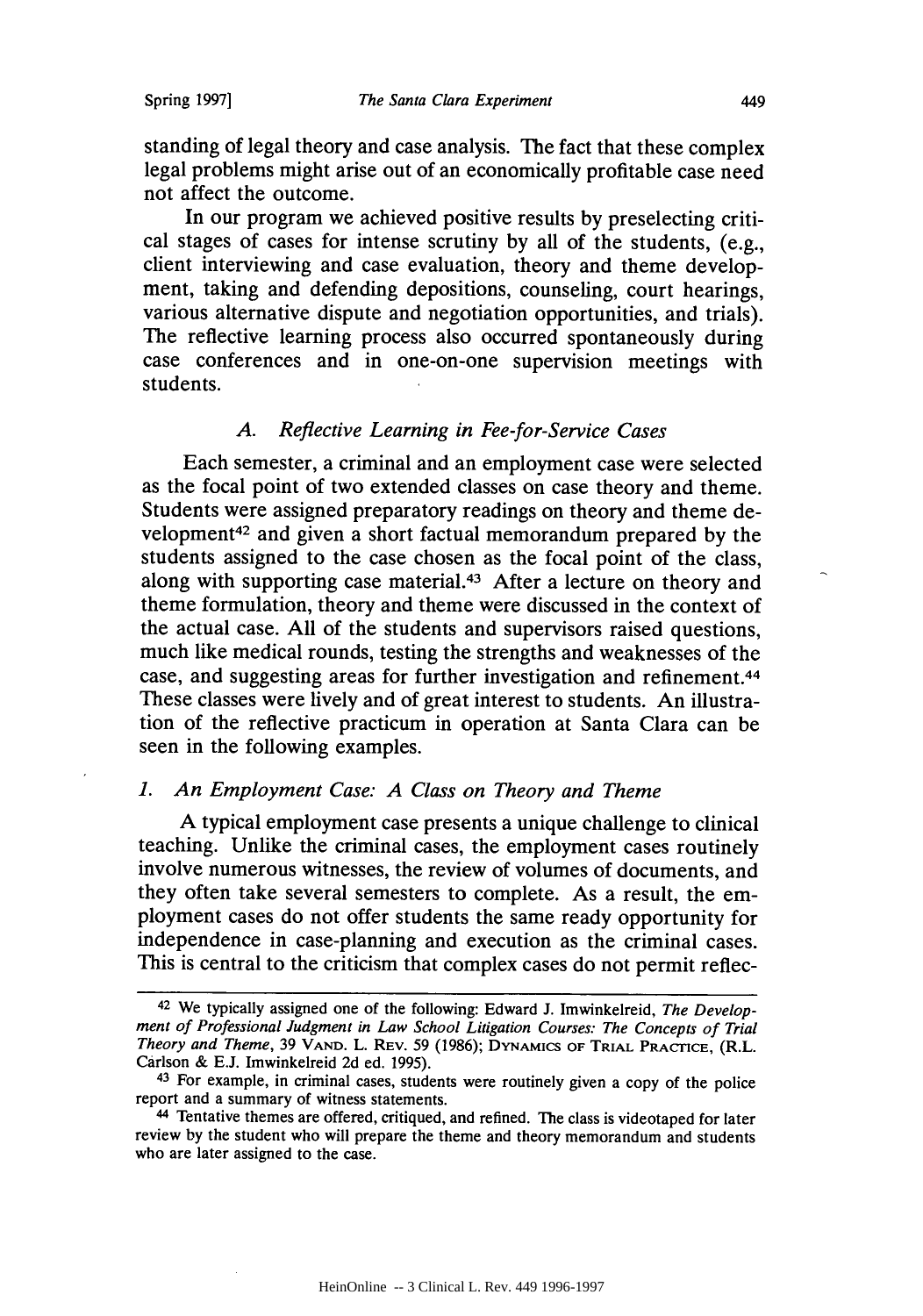standing of legal theory and case analysis. The fact that these complex legal problems might arise out of an economically profitable case need not affect the outcome.

In our program we achieved positive results by preselecting critical stages of cases for intense scrutiny by all of the students, (e.g., client interviewing and case evaluation, theory and theme development, taking and defending depositions, counseling, court hearings, various alternative dispute and negotiation opportunities, and trials). The reflective learning process also occurred spontaneously during case conferences and in one-on-one supervision meetings with students.

### A. *Reflective Learning in Fee-for-Service Cases*

Each semester, a criminal and an employment case were selected as the focal point of two extended classes on case theory and theme. Students were assigned preparatory readings on theory and theme development[42] and given a short factual memorandum prepared by the students assigned to the case chosen as the focal point of the class, along with supporting case material.[43] After a lecture on theory and theme formulation, theory and theme were discussed in the context of the actual case. All of the students and supervisors raised questions, much like medical rounds, testing the strengths and weaknesses of the case, and suggesting areas for further investigation and refinement.[44] These classes were lively and of great interest to students. An illustration of the reflective practicum in operation at Santa Clara can be seen in the following examples.

#### 1. *An Employment Case: A Class on Theory and Theme*

A typical employment case presents a unique challenge to clinical teaching. Unlike the criminal cases, the employment cases routinely involve numerous witnesses, the review of volumes of documents, and they often take several semesters to complete. As a result, the employment cases do not offer students the same ready opportunity for independence in case-planning and execution as the criminal cases. This is central to the criticism that complex cases do not permit reflec-

---

[42] We typically assigned one of the following: Edward J. Imwinkelreid, *The Development of Professional Judgment in Law School Litigation Courses: The Concepts of Trial Theory and Theme*, 39 Vand. L. Rev. 59 (1986); Dynamics of Trial Practice, (R.L. Carlson & E.J. Imwinkelreid 2d ed. 1995).

[43] For example, in criminal cases, students were routinely given a copy of the police report and a summary of witness statements.

[44] Tentative themes are offered, critiqued, and refined. The class is videotaped for later review by the student who will prepare the theme and theory memorandum and students who are later assigned to the case.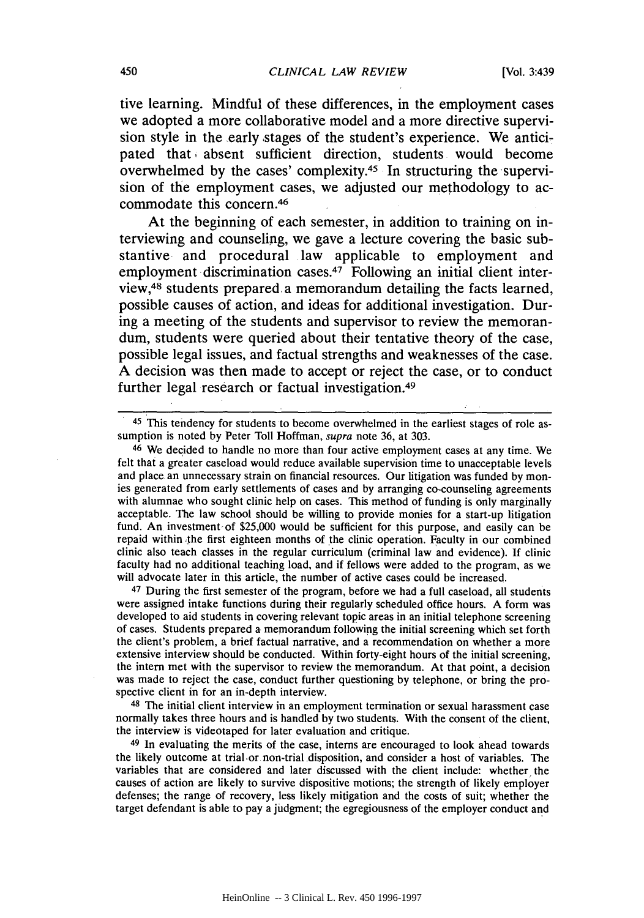tive learning. Mindful of these differences, in the employment cases we adopted a more collaborative model and a more directive supervision style in the early stages of the student's experience. We anticipated that absent sufficient direction, students would become overwhelmed by the cases' complexity.[45] In structuring the supervision of the employment cases, we adjusted our methodology to accommodate this concern.[46]

At the beginning of each semester, in addition to training on interviewing and counseling, we gave a lecture covering the basic substantive and procedural law applicable to employment and employment discrimination cases.[47] Following an initial client interview,[48] students prepared a memorandum detailing the facts learned, possible causes of action, and ideas for additional investigation. During a meeting of the students and supervisor to review the memorandum, students were queried about their tentative theory of the case, possible legal issues, and factual strengths and weaknesses of the case. A decision was then made to accept or reject the case, or to conduct further legal research or factual investigation.[49]

---

[45] This tendency for students to become overwhelmed in the earliest stages of role assumption is noted by Peter Toll Hoffman, *supra* note 36, at 303.

[46] We decided to handle no more than four active employment cases at any time. We felt that a greater caseload would reduce available supervision time to unacceptable levels and place an unnecessary strain on financial resources. Our litigation was funded by monies generated from early settlements of cases and by arranging co-counseling agreements with alumnae who sought clinic help on cases. This method of funding is only marginally acceptable. The law school should be willing to provide monies for a start-up litigation fund. An investment of $25,000 would be sufficient for this purpose, and easily can be repaid within the first eighteen months of the clinic operation. Faculty in our combined clinic also teach classes in the regular curriculum (criminal law and evidence). If clinic faculty had no additional teaching load, and if fellows were added to the program, as we will advocate later in this article, the number of active cases could be increased.

[47] During the first semester of the program, before we had a full caseload, all students were assigned intake functions during their regularly scheduled office hours. A form was developed to aid students in covering relevant topic areas in an initial telephone screening of cases. Students prepared a memorandum following the initial screening which set forth the client's problem, a brief factual narrative, and a recommendation on whether a more extensive interview should be conducted. Within forty-eight hours of the initial screening, the intern met with the supervisor to review the memorandum. At that point, a decision was made to reject the case, conduct further questioning by telephone, or bring the prospective client in for an in-depth interview.

[48] The initial client interview in an employment termination or sexual harassment case normally takes three hours and is handled by two students. With the consent of the client, the interview is videotaped for later evaluation and critique.

[49] In evaluating the merits of the case, interns are encouraged to look ahead towards the likely outcome at trial or non-trial disposition, and consider a host of variables. The variables that are considered and later discussed with the client include: whether the causes of action are likely to survive dispositive motions; the strength of likely employer defenses; the range of recovery, less likely mitigation and the costs of suit; whether the target defendant is able to pay a judgment; the egregiousness of the employer conduct and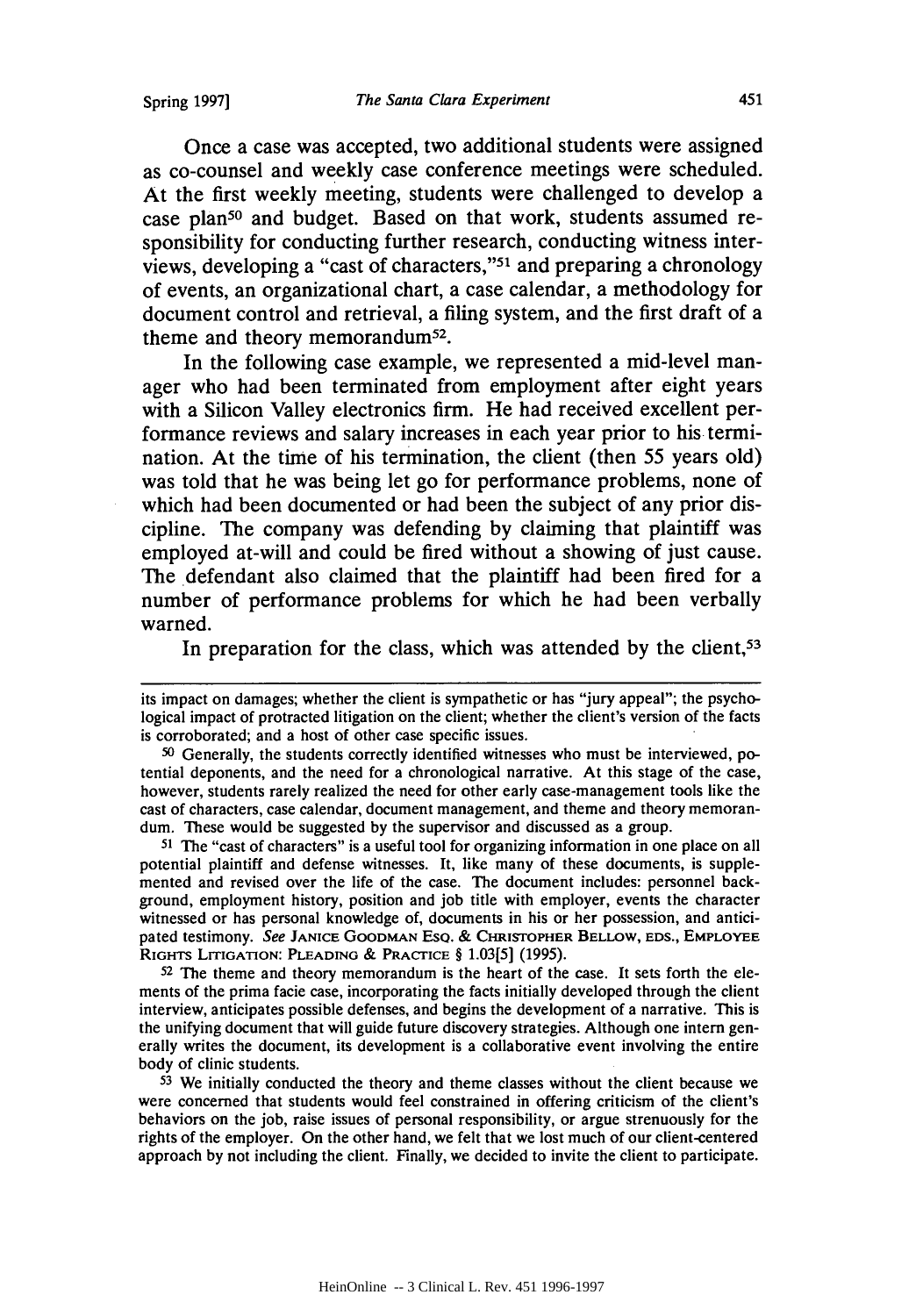Once a case was accepted, two additional students were assigned as co-counsel and weekly case conference meetings were scheduled. At the first weekly meeting, students were challenged to develop a case plan[50] and budget. Based on that work, students assumed responsibility for conducting further research, conducting witness interviews, developing a "cast of characters,"[51] and preparing a chronology of events, an organizational chart, a case calendar, a methodology for document control and retrieval, a filing system, and the first draft of a theme and theory memorandum[52].

In the following case example, we represented a mid-level manager who had been terminated from employment after eight years with a Silicon Valley electronics firm. He had received excellent performance reviews and salary increases in each year prior to his termination. At the time of his termination, the client (then 55 years old) was told that he was being let go for performance problems, none of which had been documented or had been the subject of any prior discipline. The company was defending by claiming that plaintiff was employed at-will and could be fired without a showing of just cause. The defendant also claimed that the plaintiff had been fired for a number of performance problems for which he had been verbally warned.

In preparation for the class, which was attended by the client,[53]

---

its impact on damages; whether the client is sympathetic or has "jury appeal"; the psychological impact of protracted litigation on the client; whether the client's version of the facts is corroborated; and a host of other case specific issues.

[50] Generally, the students correctly identified witnesses who must be interviewed, potential deponents, and the need for a chronological narrative. At this stage of the case, however, students rarely realized the need for other early case-management tools like the cast of characters, case calendar, document management, and theme and theory memorandum. These would be suggested by the supervisor and discussed as a group.

[51] The "cast of characters" is a useful tool for organizing information in one place on all potential plaintiff and defense witnesses. It, like many of these documents, is supplemented and revised over the life of the case. The document includes: personnel background, employment history, position and job title with employer, events the character witnessed or has personal knowledge of, documents in his or her possession, and anticipated testimony. *See* Janice Goodman Esq. & Christopher Bellow, eds., Employee Rights Litigation: Pleading & Practice § 1.03[5] (1995).

[52] The theme and theory memorandum is the heart of the case. It sets forth the elements of the prima facie case, incorporating the facts initially developed through the client interview, anticipates possible defenses, and begins the development of a narrative. This is the unifying document that will guide future discovery strategies. Although one intern generally writes the document, its development is a collaborative event involving the entire body of clinic students.

[53] We initially conducted the theory and theme classes without the client because we were concerned that students would feel constrained in offering criticism of the client's behaviors on the job, raise issues of personal responsibility, or argue strenuously for the rights of the employer. On the other hand, we felt that we lost much of our client-centered approach by not including the client. Finally, we decided to invite the client to participate.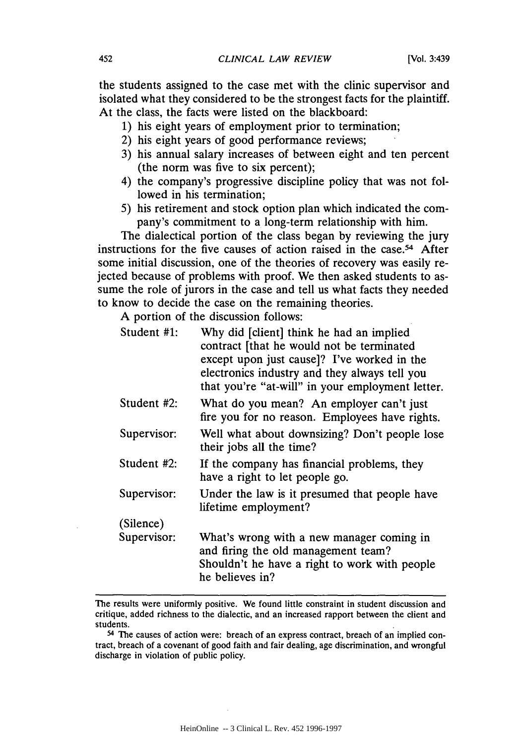the students assigned to the case met with the clinic supervisor and isolated what they considered to be the strongest facts for the plaintiff. At the class, the facts were listed on the blackboard:

1) his eight years of employment prior to termination;
2) his eight years of good performance reviews;
3) his annual salary increases of between eight and ten percent (the norm was five to six percent);
4) the company's progressive discipline policy that was not followed in his termination;
5) his retirement and stock option plan which indicated the company's commitment to a long-term relationship with him.

The dialectical portion of the class began by reviewing the jury instructions for the five causes of action raised in the case.[54] After some initial discussion, one of the theories of recovery was easily rejected because of problems with proof. We then asked students to assume the role of jurors in the case and tell us what facts they needed to know to decide the case on the remaining theories.

A portion of the discussion follows:

Student #1: Why did [client] think he had an implied contract [that he would not be terminated except upon just cause]? I've worked in the electronics industry and they always tell you that you're "at-will" in your employment letter.

Student #2: What do you mean? An employer can't just fire you for no reason. Employees have rights.

Supervisor: Well what about downsizing? Don't people lose their jobs all the time?

Student #2: If the company has financial problems, they have a right to let people go.

Supervisor: Under the law is it presumed that people have lifetime employment?

(Silence)

Supervisor: What's wrong with a new manager coming in and firing the old management team? Shouldn't he have a right to work with people he believes in?

---

The results were uniformly positive. We found little constraint in student discussion and critique, added richness to the dialectic, and an increased rapport between the client and students.

[54] The causes of action were: breach of an express contract, breach of an implied contract, breach of a covenant of good faith and fair dealing, age discrimination, and wrongful discharge in violation of public policy.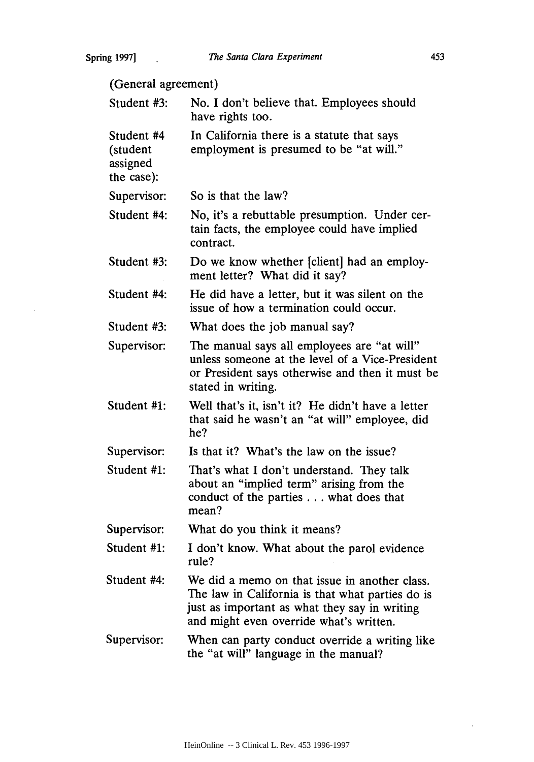(General agreement)

| | |
|---|---|
| Student #3: | No. I don't believe that. Employees should have rights too. |
| Student #4 (student assigned the case): | In California there is a statute that says employment is presumed to be "at will." |
| Supervisor: | So is that the law? |
| Student #4: | No, it's a rebuttable presumption. Under certain facts, the employee could have implied contract. |
| Student #3: | Do we know whether [client] had an employment letter? What did it say? |
| Student #4: | He did have a letter, but it was silent on the issue of how a termination could occur. |
| Student #3: | What does the job manual say? |
| Supervisor: | The manual says all employees are "at will" unless someone at the level of a Vice-President or President says otherwise and then it must be stated in writing. |
| Student #1: | Well that's it, isn't it? He didn't have a letter that said he wasn't an "at will" employee, did he? |
| Supervisor: | Is that it? What's the law on the issue? |
| Student #1: | That's what I don't understand. They talk about an "implied term" arising from the conduct of the parties . . . what does that mean? |
| Supervisor: | What do you think it means? |
| Student #1: | I don't know. What about the parol evidence rule? |
| Student #4: | We did a memo on that issue in another class. The law in California is that what parties do is just as important as what they say in writing and might even override what's written. |
| Supervisor: | When can party conduct override a writing like the "at will" language in the manual? |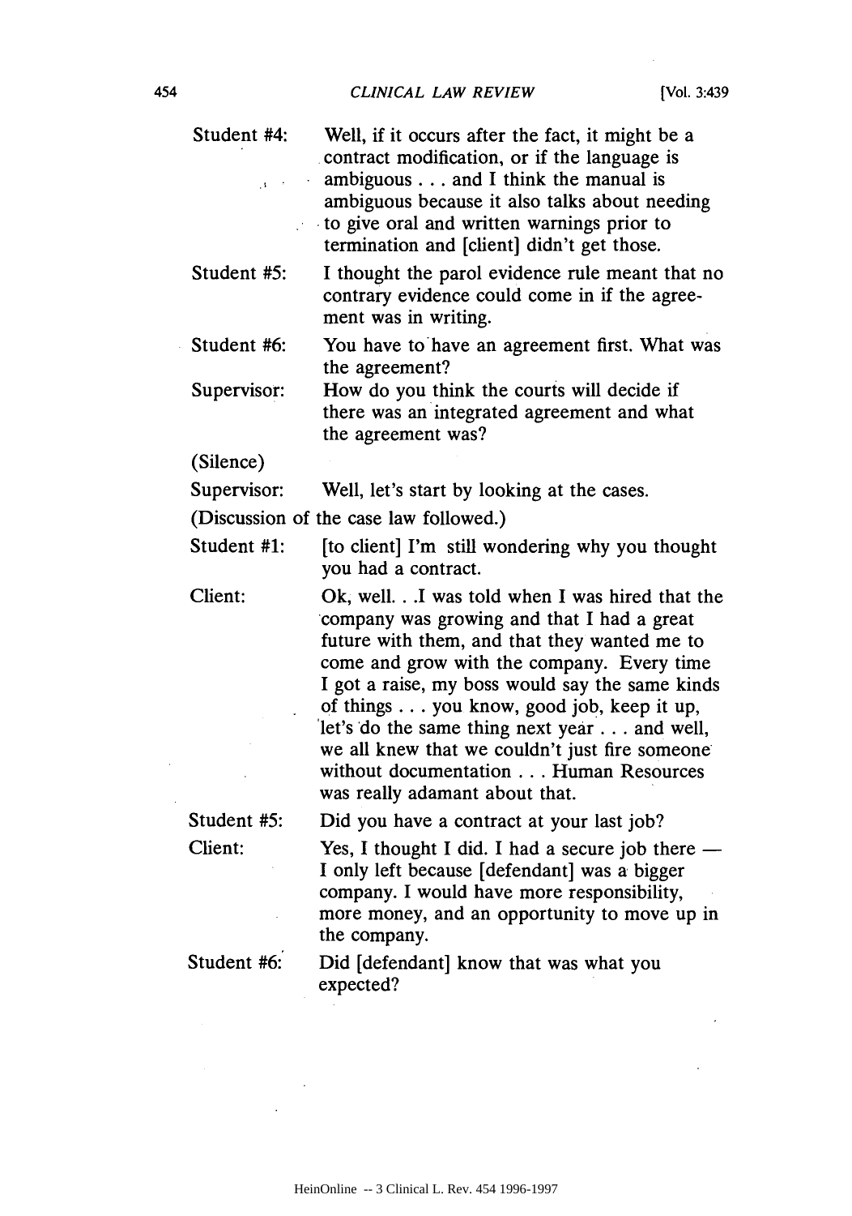Student #4: Well, if it occurs after the fact, it might be a contract modification, or if the language is ambiguous . . . and I think the manual is ambiguous because it also talks about needing to give oral and written warnings prior to termination and [client] didn't get those.

Student #5: I thought the parol evidence rule meant that no contrary evidence could come in if the agreement was in writing.

Student #6: You have to have an agreement first. What was the agreement?

Supervisor: How do you think the courts will decide if there was an integrated agreement and what the agreement was?

(Silence)

Supervisor: Well, let's start by looking at the cases.

(Discussion of the case law followed.)

Student #1: [to client] I'm still wondering why you thought you had a contract.

Client: Ok, well. . .I was told when I was hired that the company was growing and that I had a great future with them, and that they wanted me to come and grow with the company. Every time I got a raise, my boss would say the same kinds of things . . . you know, good job, keep it up, let's do the same thing next year . . . and well, we all knew that we couldn't just fire someone without documentation . . . Human Resources was really adamant about that.

Student #5: Did you have a contract at your last job?

Client: Yes, I thought I did. I had a secure job there — I only left because [defendant] was a bigger company. I would have more responsibility, more money, and an opportunity to move up in the company.

Student #6: Did [defendant] know that was what you expected?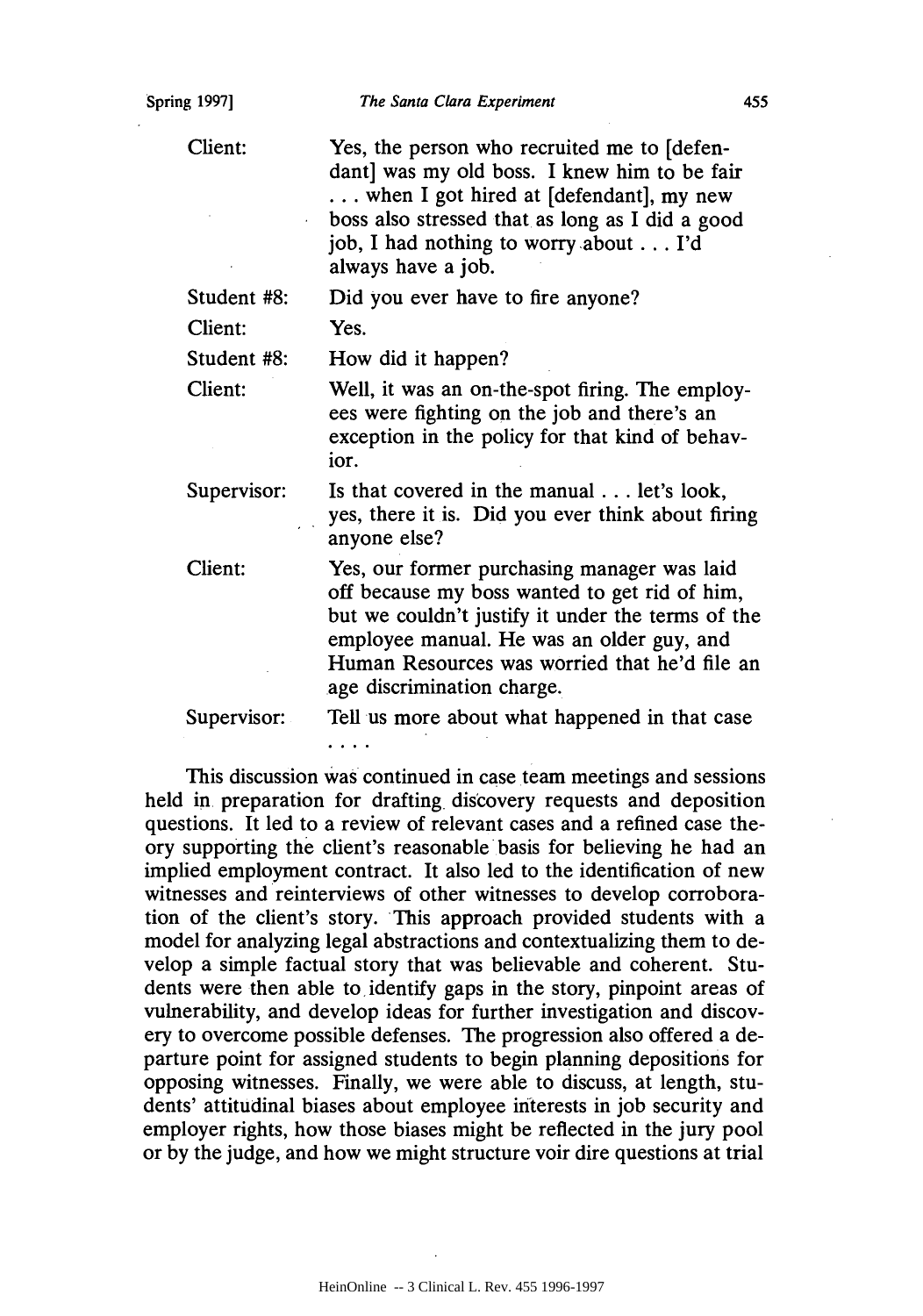| | |
|---|---|
| Client: | Yes, the person who recruited me to [defendant] was my old boss. I knew him to be fair . . . when I got hired at [defendant], my new boss also stressed that as long as I did a good job, I had nothing to worry about . . . I'd always have a job. |
| Student #8: | Did you ever have to fire anyone? |
| Client: | Yes. |
| Student #8: | How did it happen? |
| Client: | Well, it was an on-the-spot firing. The employees were fighting on the job and there's an exception in the policy for that kind of behavior. |
| Supervisor: | Is that covered in the manual . . . let's look, yes, there it is. Did you ever think about firing anyone else? |
| Client: | Yes, our former purchasing manager was laid off because my boss wanted to get rid of him, but we couldn't justify it under the terms of the employee manual. He was an older guy, and Human Resources was worried that he'd file an age discrimination charge. |
| Supervisor: | Tell us more about what happened in that case . . . . |

This discussion was continued in case team meetings and sessions held in preparation for drafting discovery requests and deposition questions. It led to a review of relevant cases and a refined case theory supporting the client's reasonable basis for believing he had an implied employment contract. It also led to the identification of new witnesses and reinterviews of other witnesses to develop corroboration of the client's story. This approach provided students with a model for analyzing legal abstractions and contextualizing them to develop a simple factual story that was believable and coherent. Students were then able to identify gaps in the story, pinpoint areas of vulnerability, and develop ideas for further investigation and discovery to overcome possible defenses. The progression also offered a departure point for assigned students to begin planning depositions for opposing witnesses. Finally, we were able to discuss, at length, students' attitudinal biases about employee interests in job security and employer rights, how those biases might be reflected in the jury pool or by the judge, and how we might structure voir dire questions at trial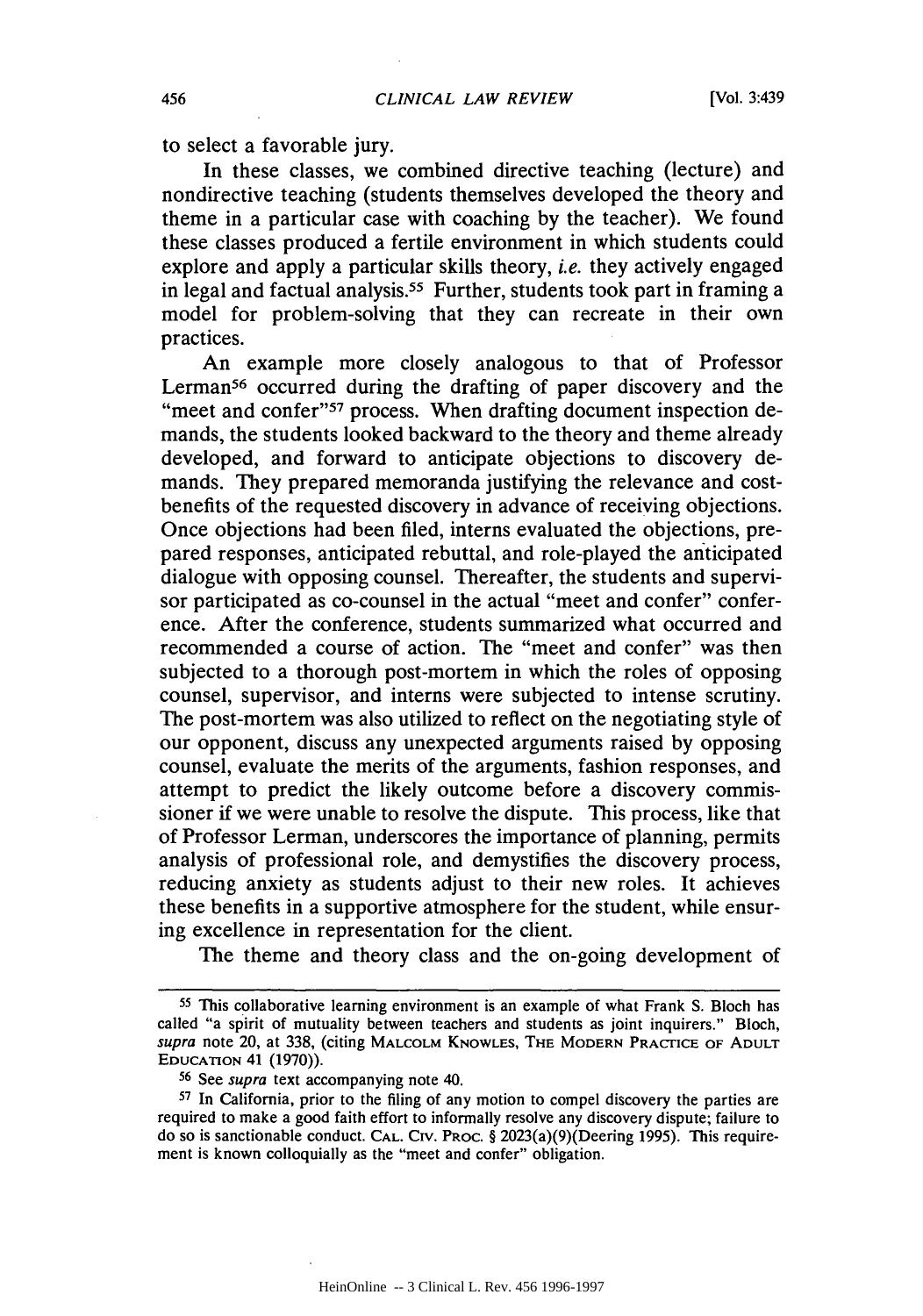to select a favorable jury.

In these classes, we combined directive teaching (lecture) and nondirective teaching (students themselves developed the theory and theme in a particular case with coaching by the teacher). We found these classes produced a fertile environment in which students could explore and apply a particular skills theory, *i.e.* they actively engaged in legal and factual analysis.[55] Further, students took part in framing a model for problem-solving that they can recreate in their own practices.

An example more closely analogous to that of Professor Lerman[56] occurred during the drafting of paper discovery and the "meet and confer"[57] process. When drafting document inspection demands, the students looked backward to the theory and theme already developed, and forward to anticipate objections to discovery demands. They prepared memoranda justifying the relevance and cost-benefits of the requested discovery in advance of receiving objections. Once objections had been filed, interns evaluated the objections, prepared responses, anticipated rebuttal, and role-played the anticipated dialogue with opposing counsel. Thereafter, the students and supervisor participated as co-counsel in the actual "meet and confer" conference. After the conference, students summarized what occurred and recommended a course of action. The "meet and confer" was then subjected to a thorough post-mortem in which the roles of opposing counsel, supervisor, and interns were subjected to intense scrutiny. The post-mortem was also utilized to reflect on the negotiating style of our opponent, discuss any unexpected arguments raised by opposing counsel, evaluate the merits of the arguments, fashion responses, and attempt to predict the likely outcome before a discovery commissioner if we were unable to resolve the dispute. This process, like that of Professor Lerman, underscores the importance of planning, permits analysis of professional role, and demystifies the discovery process, reducing anxiety as students adjust to their new roles. It achieves these benefits in a supportive atmosphere for the student, while ensuring excellence in representation for the client.

The theme and theory class and the on-going development of

---

[55] This collaborative learning environment is an example of what Frank S. Bloch has called "a spirit of mutuality between teachers and students as joint inquirers." Bloch, *supra* note 20, at 338, (citing MALCOLM KNOWLES, THE MODERN PRACTICE OF ADULT EDUCATION 41 (1970)).

[56] See *supra* text accompanying note 40.

[57] In California, prior to the filing of any motion to compel discovery the parties are required to make a good faith effort to informally resolve any discovery dispute; failure to do so is sanctionable conduct. CAL. CIV. PROC. § 2023(a)(9)(Deering 1995). This requirement is known colloquially as the "meet and confer" obligation.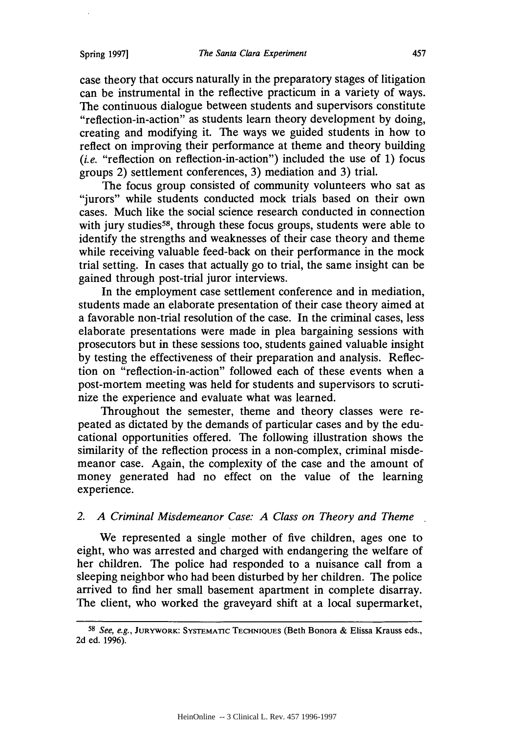case theory that occurs naturally in the preparatory stages of litigation can be instrumental in the reflective practicum in a variety of ways. The continuous dialogue between students and supervisors constitute "reflection-in-action" as students learn theory development by doing, creating and modifying it. The ways we guided students in how to reflect on improving their performance at theme and theory building (*i.e.* "reflection on reflection-in-action") included the use of 1) focus groups 2) settlement conferences, 3) mediation and 3) trial.

The focus group consisted of community volunteers who sat as "jurors" while students conducted mock trials based on their own cases. Much like the social science research conducted in connection with jury studies[58], through these focus groups, students were able to identify the strengths and weaknesses of their case theory and theme while receiving valuable feed-back on their performance in the mock trial setting. In cases that actually go to trial, the same insight can be gained through post-trial juror interviews.

In the employment case settlement conference and in mediation, students made an elaborate presentation of their case theory aimed at a favorable non-trial resolution of the case. In the criminal cases, less elaborate presentations were made in plea bargaining sessions with prosecutors but in these sessions too, students gained valuable insight by testing the effectiveness of their preparation and analysis. Reflection on "reflection-in-action" followed each of these events when a post-mortem meeting was held for students and supervisors to scrutinize the experience and evaluate what was learned.

Throughout the semester, theme and theory classes were repeated as dictated by the demands of particular cases and by the educational opportunities offered. The following illustration shows the similarity of the reflection process in a non-complex, criminal misdemeanor case. Again, the complexity of the case and the amount of money generated had no effect on the value of the learning experience.

### 2. *A Criminal Misdemeanor Case: A Class on Theory and Theme*

We represented a single mother of five children, ages one to eight, who was arrested and charged with endangering the welfare of her children. The police had responded to a nuisance call from a sleeping neighbor who had been disturbed by her children. The police arrived to find her small basement apartment in complete disarray. The client, who worked the graveyard shift at a local supermarket,

---

[58] *See, e.g.*, JURYWORK: SYSTEMATIC TECHNIQUES (Beth Bonora & Elissa Krauss eds., 2d ed. 1996).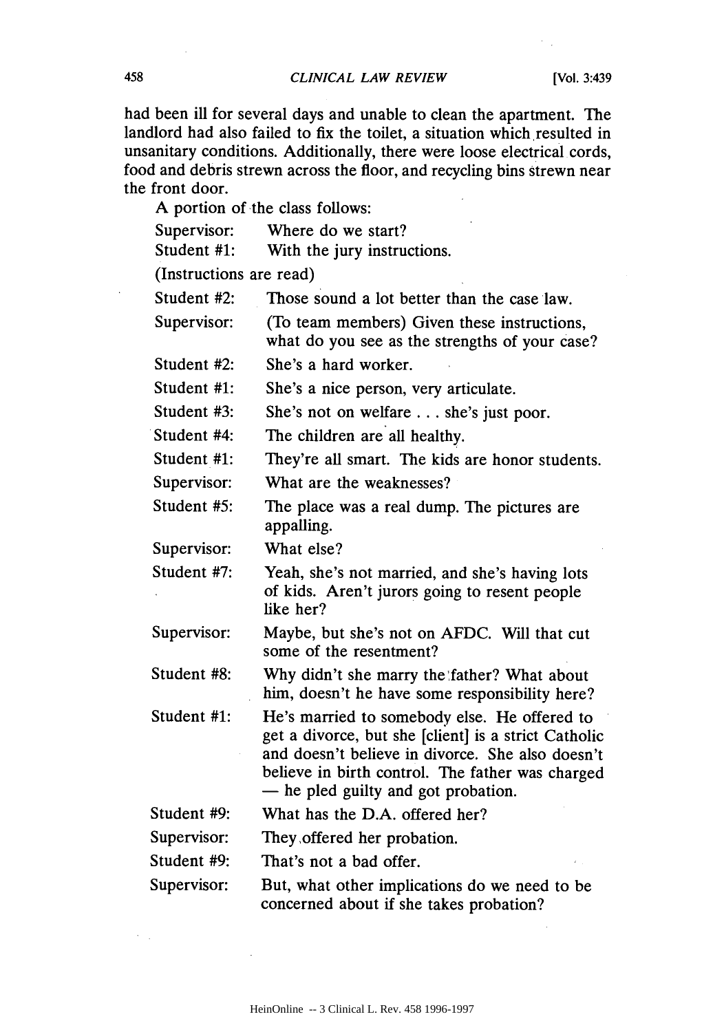had been ill for several days and unable to clean the apartment. The landlord had also failed to fix the toilet, a situation which resulted in unsanitary conditions. Additionally, there were loose electrical cords, food and debris strewn across the floor, and recycling bins strewn near the front door.

A portion of the class follows:

Supervisor: Where do we start?

Student #1: With the jury instructions.

(Instructions are read)

Student #2: Those sound a lot better than the case law.

Supervisor: (To team members) Given these instructions, what do you see as the strengths of your case?

Student #2: She's a hard worker.

Student #1: She's a nice person, very articulate.

Student #3: She's not on welfare . . . she's just poor.

Student #4: The children are all healthy.

Student #1: They're all smart. The kids are honor students.

Supervisor: What are the weaknesses?

Student #5: The place was a real dump. The pictures are appalling.

Supervisor: What else?

Student #7: Yeah, she's not married, and she's having lots of kids. Aren't jurors going to resent people like her?

Supervisor: Maybe, but she's not on AFDC. Will that cut some of the resentment?

Student #8: Why didn't she marry the father? What about him, doesn't he have some responsibility here?

Student #1: He's married to somebody else. He offered to get a divorce, but she [client] is a strict Catholic and doesn't believe in divorce. She also doesn't believe in birth control. The father was charged — he pled guilty and got probation.

Student #9: What has the D.A. offered her?

Supervisor: They offered her probation.

Student #9: That's not a bad offer.

Supervisor: But, what other implications do we need to be concerned about if she takes probation?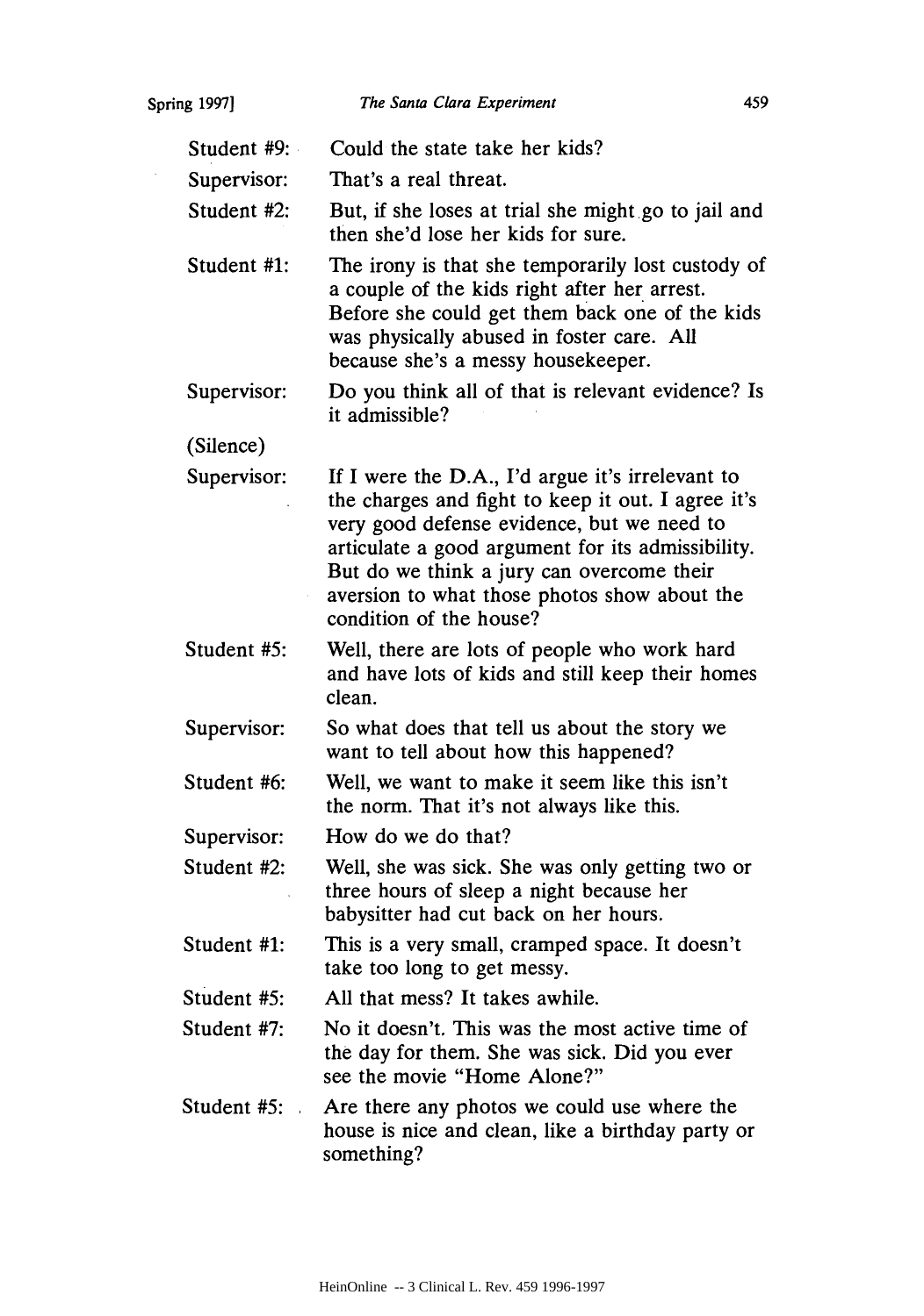| | |
|---|---|
| Student #9: | Could the state take her kids? |
| Supervisor: | That's a real threat. |
| Student #2: | But, if she loses at trial she might go to jail and then she'd lose her kids for sure. |
| Student #1: | The irony is that she temporarily lost custody of a couple of the kids right after her arrest. Before she could get them back one of the kids was physically abused in foster care. All because she's a messy housekeeper. |
| Supervisor: | Do you think all of that is relevant evidence? Is it admissible? |
| (Silence) | |
| Supervisor: | If I were the D.A., I'd argue it's irrelevant to the charges and fight to keep it out. I agree it's very good defense evidence, but we need to articulate a good argument for its admissibility. But do we think a jury can overcome their aversion to what those photos show about the condition of the house? |
| Student #5: | Well, there are lots of people who work hard and have lots of kids and still keep their homes clean. |
| Supervisor: | So what does that tell us about the story we want to tell about how this happened? |
| Student #6: | Well, we want to make it seem like this isn't the norm. That it's not always like this. |
| Supervisor: | How do we do that? |
| Student #2: | Well, she was sick. She was only getting two or three hours of sleep a night because her babysitter had cut back on her hours. |
| Student #1: | This is a very small, cramped space. It doesn't take too long to get messy. |
| Student #5: | All that mess? It takes awhile. |
| Student #7: | No it doesn't. This was the most active time of the day for them. She was sick. Did you ever see the movie "Home Alone?" |
| Student #5: | Are there any photos we could use where the house is nice and clean, like a birthday party or something? |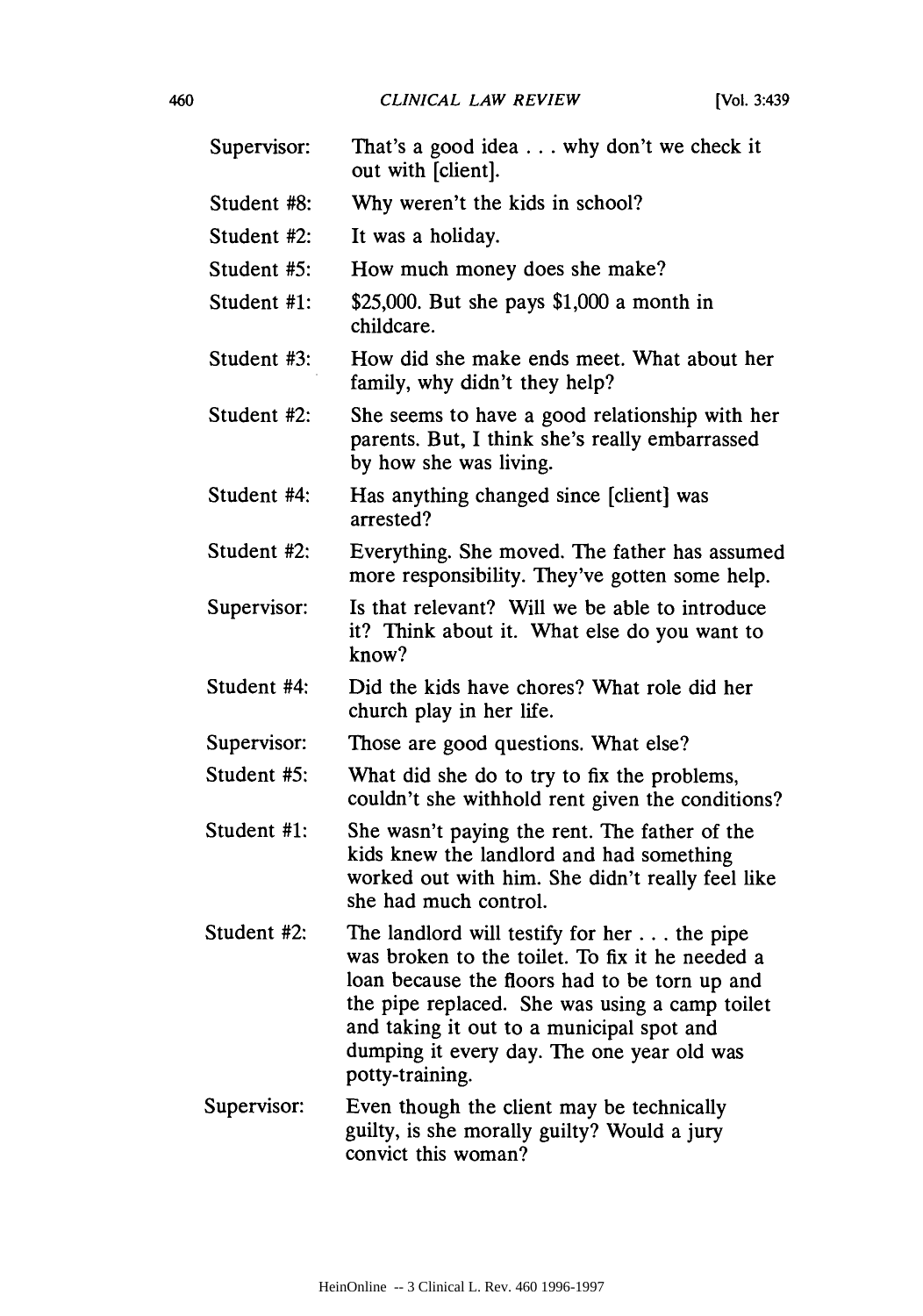| | |
|---|---|
| Supervisor: | That's a good idea . . . why don't we check it out with [client]. |
| Student #8: | Why weren't the kids in school? |
| Student #2: | It was a holiday. |
| Student #5: | How much money does she make? |
| Student #1: | $25,000. But she pays $1,000 a month in childcare. |
| Student #3: | How did she make ends meet. What about her family, why didn't they help? |
| Student #2: | She seems to have a good relationship with her parents. But, I think she's really embarrassed by how she was living. |
| Student #4: | Has anything changed since [client] was arrested? |
| Student #2: | Everything. She moved. The father has assumed more responsibility. They've gotten some help. |
| Supervisor: | Is that relevant? Will we be able to introduce it? Think about it. What else do you want to know? |
| Student #4: | Did the kids have chores? What role did her church play in her life. |
| Supervisor: | Those are good questions. What else? |
| Student #5: | What did she do to try to fix the problems, couldn't she withhold rent given the conditions? |
| Student #1: | She wasn't paying the rent. The father of the kids knew the landlord and had something worked out with him. She didn't really feel like she had much control. |
| Student #2: | The landlord will testify for her . . . the pipe was broken to the toilet. To fix it he needed a loan because the floors had to be torn up and the pipe replaced. She was using a camp toilet and taking it out to a municipal spot and dumping it every day. The one year old was potty-training. |
| Supervisor: | Even though the client may be technically guilty, is she morally guilty? Would a jury convict this woman? |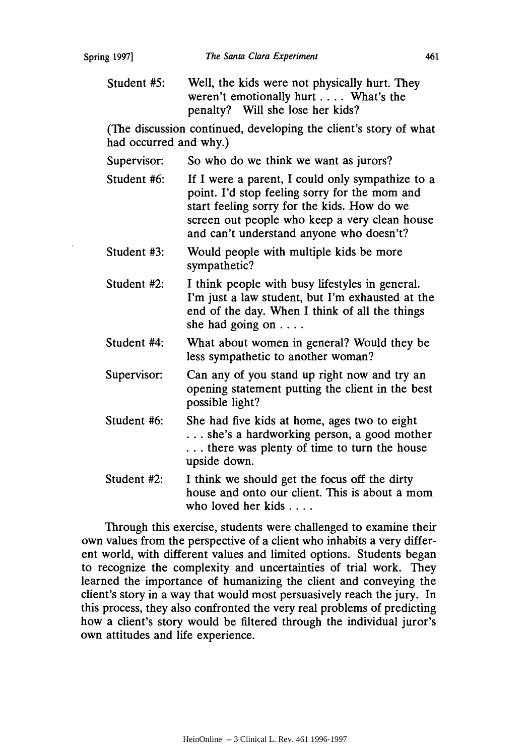Student #5: Well, the kids were not physically hurt. They weren't emotionally hurt . . . . What's the penalty? Will she lose her kids?

(The discussion continued, developing the client's story of what had occurred and why.)

Supervisor: So who do we think we want as jurors?

Student #6: If I were a parent, I could only sympathize to a point. I'd stop feeling sorry for the mom and start feeling sorry for the kids. How do we screen out people who keep a very clean house and can't understand anyone who doesn't?

Student #3: Would people with multiple kids be more sympathetic?

Student #2: I think people with busy lifestyles in general. I'm just a law student, but I'm exhausted at the end of the day. When I think of all the things she had going on . . . .

Student #4: What about women in general? Would they be less sympathetic to another woman?

Supervisor: Can any of you stand up right now and try an opening statement putting the client in the best possible light?

Student #6: She had five kids at home, ages two to eight . . . she's a hardworking person, a good mother . . . there was plenty of time to turn the house upside down.

Student #2: I think we should get the focus off the dirty house and onto our client. This is about a mom who loved her kids . . . .

Through this exercise, students were challenged to examine their own values from the perspective of a client who inhabits a very different world, with different values and limited options. Students began to recognize the complexity and uncertainties of trial work. They learned the importance of humanizing the client and conveying the client's story in a way that would most persuasively reach the jury. In this process, they also confronted the very real problems of predicting how a client's story would be filtered through the individual juror's own attitudes and life experience.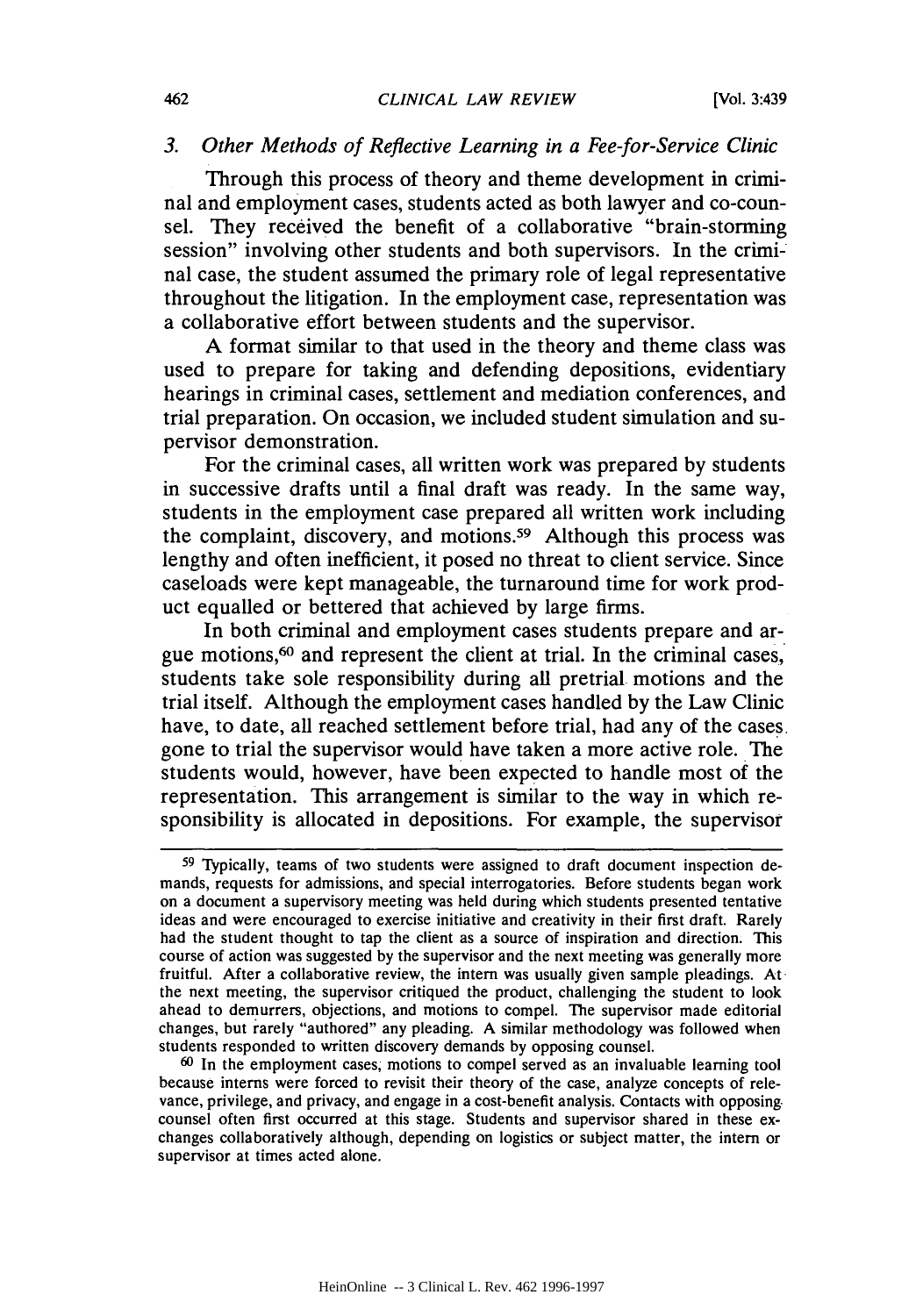### 3. *Other Methods of Reflective Learning in a Fee-for-Service Clinic*

Through this process of theory and theme development in criminal and employment cases, students acted as both lawyer and co-counsel. They received the benefit of a collaborative "brain-storming session" involving other students and both supervisors. In the criminal case, the student assumed the primary role of legal representative throughout the litigation. In the employment case, representation was a collaborative effort between students and the supervisor.

A format similar to that used in the theory and theme class was used to prepare for taking and defending depositions, evidentiary hearings in criminal cases, settlement and mediation conferences, and trial preparation. On occasion, we included student simulation and supervisor demonstration.

For the criminal cases, all written work was prepared by students in successive drafts until a final draft was ready. In the same way, students in the employment case prepared all written work including the complaint, discovery, and motions.[59] Although this process was lengthy and often inefficient, it posed no threat to client service. Since caseloads were kept manageable, the turnaround time for work product equalled or bettered that achieved by large firms.

In both criminal and employment cases students prepare and argue motions,[60] and represent the client at trial. In the criminal cases, students take sole responsibility during all pretrial motions and the trial itself. Although the employment cases handled by the Law Clinic have, to date, all reached settlement before trial, had any of the cases gone to trial the supervisor would have taken a more active role. The students would, however, have been expected to handle most of the representation. This arrangement is similar to the way in which responsibility is allocated in depositions. For example, the supervisor

---

[59] Typically, teams of two students were assigned to draft document inspection demands, requests for admissions, and special interrogatories. Before students began work on a document a supervisory meeting was held during which students presented tentative ideas and were encouraged to exercise initiative and creativity in their first draft. Rarely had the student thought to tap the client as a source of inspiration and direction. This course of action was suggested by the supervisor and the next meeting was generally more fruitful. After a collaborative review, the intern was usually given sample pleadings. At the next meeting, the supervisor critiqued the product, challenging the student to look ahead to demurrers, objections, and motions to compel. The supervisor made editorial changes, but rarely "authored" any pleading. A similar methodology was followed when students responded to written discovery demands by opposing counsel.

[60] In the employment cases, motions to compel served as an invaluable learning tool because interns were forced to revisit their theory of the case, analyze concepts of relevance, privilege, and privacy, and engage in a cost-benefit analysis. Contacts with opposing counsel often first occurred at this stage. Students and supervisor shared in these exchanges collaboratively although, depending on logistics or subject matter, the intern or supervisor at times acted alone.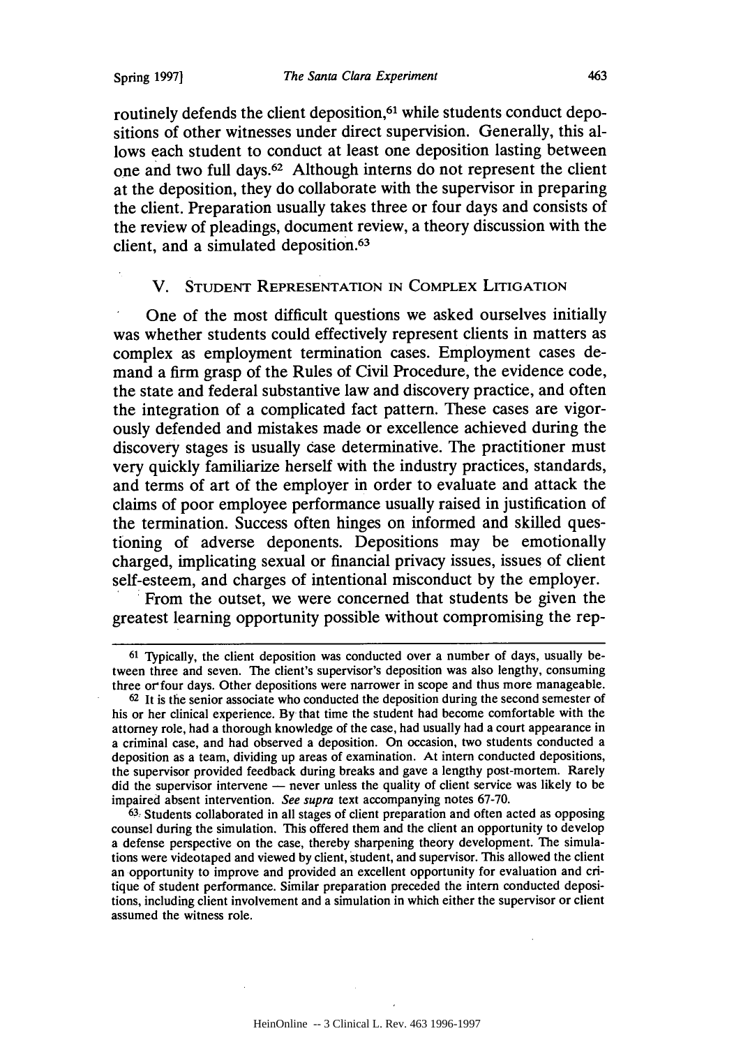routinely defends the client deposition,[61] while students conduct depositions of other witnesses under direct supervision. Generally, this allows each student to conduct at least one deposition lasting between one and two full days.[62] Although interns do not represent the client at the deposition, they do collaborate with the supervisor in preparing the client. Preparation usually takes three or four days and consists of the review of pleadings, document review, a theory discussion with the client, and a simulated deposition.[63]

## V. Student Representation in Complex Litigation

One of the most difficult questions we asked ourselves initially was whether students could effectively represent clients in matters as complex as employment termination cases. Employment cases demand a firm grasp of the Rules of Civil Procedure, the evidence code, the state and federal substantive law and discovery practice, and often the integration of a complicated fact pattern. These cases are vigorously defended and mistakes made or excellence achieved during the discovery stages is usually case determinative. The practitioner must very quickly familiarize herself with the industry practices, standards, and terms of art of the employer in order to evaluate and attack the claims of poor employee performance usually raised in justification of the termination. Success often hinges on informed and skilled questioning of adverse deponents. Depositions may be emotionally charged, implicating sexual or financial privacy issues, issues of client self-esteem, and charges of intentional misconduct by the employer.

From the outset, we were concerned that students be given the greatest learning opportunity possible without compromising the rep-

---

[61] Typically, the client deposition was conducted over a number of days, usually between three and seven. The client's supervisor's deposition was also lengthy, consuming three or four days. Other depositions were narrower in scope and thus more manageable.

[62] It is the senior associate who conducted the deposition during the second semester of his or her clinical experience. By that time the student had become comfortable with the attorney role, had a thorough knowledge of the case, had usually had a court appearance in a criminal case, and had observed a deposition. On occasion, two students conducted a deposition as a team, dividing up areas of examination. At intern conducted depositions, the supervisor provided feedback during breaks and gave a lengthy post-mortem. Rarely did the supervisor intervene — never unless the quality of client service was likely to be impaired absent intervention. *See supra* text accompanying notes 67-70.

[63] Students collaborated in all stages of client preparation and often acted as opposing counsel during the simulation. This offered them and the client an opportunity to develop a defense perspective on the case, thereby sharpening theory development. The simulations were videotaped and viewed by client, student, and supervisor. This allowed the client an opportunity to improve and provided an excellent opportunity for evaluation and critique of student performance. Similar preparation preceded the intern conducted depositions, including client involvement and a simulation in which either the supervisor or client assumed the witness role.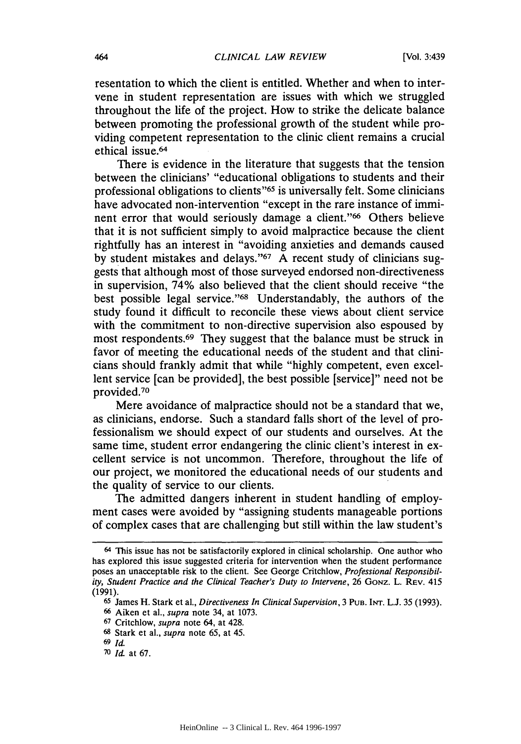resentation to which the client is entitled. Whether and when to intervene in student representation are issues with which we struggled throughout the life of the project. How to strike the delicate balance between promoting the professional growth of the student while providing competent representation to the clinic client remains a crucial ethical issue.[64]

There is evidence in the literature that suggests that the tension between the clinicians' "educational obligations to students and their professional obligations to clients"[65] is universally felt. Some clinicians have advocated non-intervention "except in the rare instance of imminent error that would seriously damage a client."[66] Others believe that it is not sufficient simply to avoid malpractice because the client rightfully has an interest in "avoiding anxieties and demands caused by student mistakes and delays."[67] A recent study of clinicians suggests that although most of those surveyed endorsed non-directiveness in supervision, 74% also believed that the client should receive "the best possible legal service."[68] Understandably, the authors of the study found it difficult to reconcile these views about client service with the commitment to non-directive supervision also espoused by most respondents.[69] They suggest that the balance must be struck in favor of meeting the educational needs of the student and that clinicians should frankly admit that while "highly competent, even excellent service [can be provided], the best possible [service]" need not be provided.[70]

Mere avoidance of malpractice should not be a standard that we, as clinicians, endorse. Such a standard falls short of the level of professionalism we should expect of our students and ourselves. At the same time, student error endangering the clinic client's interest in excellent service is not uncommon. Therefore, throughout the life of our project, we monitored the educational needs of our students and the quality of service to our clients.

The admitted dangers inherent in student handling of employment cases were avoided by "assigning students manageable portions of complex cases that are challenging but still within the law student's

---

[64] This issue has not be satisfactorily explored in clinical scholarship. One author who has explored this issue suggested criteria for intervention when the student performance poses an unacceptable risk to the client. See George Critchlow, *Professional Responsibility, Student Practice and the Clinical Teacher's Duty to Intervene*, 26 GONZ. L. REV. 415 (1991).

[65] James H. Stark et al., *Directiveness In Clinical Supervision*, 3 PUB. INT. L.J. 35 (1993).

[66] Aiken et al., *supra* note 34, at 1073.

[67] Critchlow, *supra* note 64, at 428.

[68] Stark et al., *supra* note 65, at 45.

[69] *Id.*

[70] *Id.* at 67.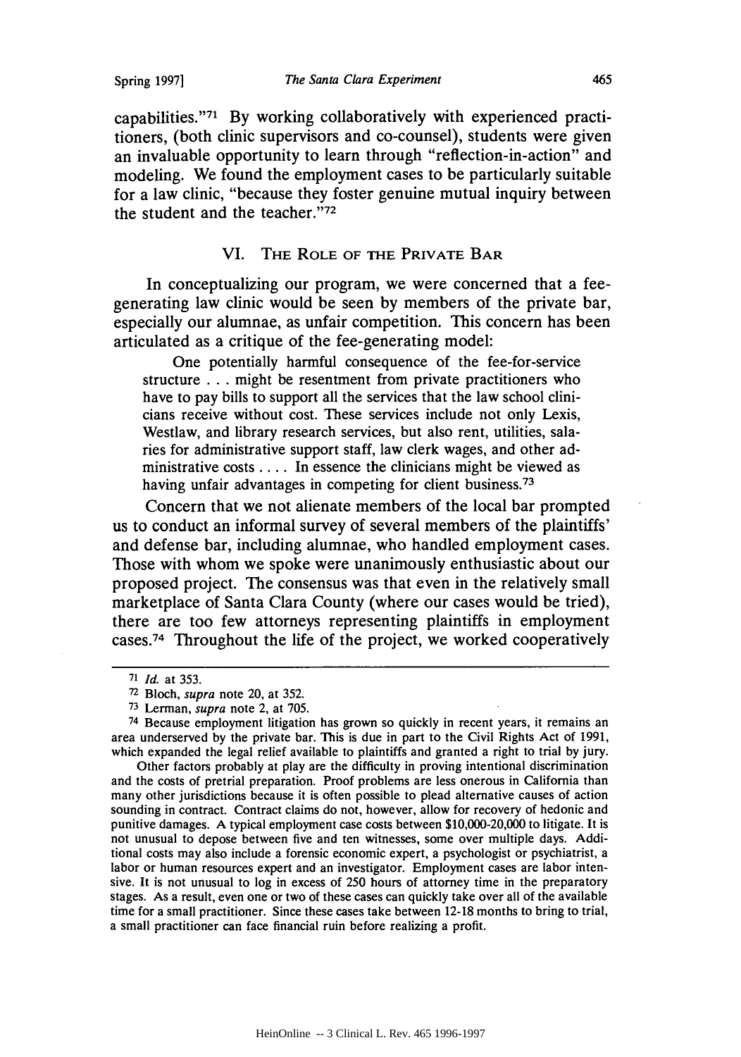capabilities."[71] By working collaboratively with experienced practitioners, (both clinic supervisors and co-counsel), students were given an invaluable opportunity to learn through "reflection-in-action" and modeling. We found the employment cases to be particularly suitable for a law clinic, "because they foster genuine mutual inquiry between the student and the teacher."[72]

## VI. The Role of the Private Bar

In conceptualizing our program, we were concerned that a fee-generating law clinic would be seen by members of the private bar, especially our alumnae, as unfair competition. This concern has been articulated as a critique of the fee-generating model:

> One potentially harmful consequence of the fee-for-service structure . . . might be resentment from private practitioners who have to pay bills to support all the services that the law school clinicians receive without cost. These services include not only Lexis, Westlaw, and library research services, but also rent, utilities, salaries for administrative support staff, law clerk wages, and other administrative costs . . . . In essence the clinicians might be viewed as having unfair advantages in competing for client business.[73]

Concern that we not alienate members of the local bar prompted us to conduct an informal survey of several members of the plaintiffs' and defense bar, including alumnae, who handled employment cases. Those with whom we spoke were unanimously enthusiastic about our proposed project. The consensus was that even in the relatively small marketplace of Santa Clara County (where our cases would be tried), there are too few attorneys representing plaintiffs in employment cases.[74] Throughout the life of the project, we worked cooperatively

---

[71] *Id.* at 353.

[72] Bloch, *supra* note 20, at 352.

[73] Lerman, *supra* note 2, at 705.

[74] Because employment litigation has grown so quickly in recent years, it remains an area underserved by the private bar. This is due in part to the Civil Rights Act of 1991, which expanded the legal relief available to plaintiffs and granted a right to trial by jury.

Other factors probably at play are the difficulty in proving intentional discrimination and the costs of pretrial preparation. Proof problems are less onerous in California than many other jurisdictions because it is often possible to plead alternative causes of action sounding in contract. Contract claims do not, however, allow for recovery of hedonic and punitive damages. A typical employment case costs between $10,000-20,000 to litigate. It is not unusual to depose between five and ten witnesses, some over multiple days. Additional costs may also include a forensic economic expert, a psychologist or psychiatrist, a labor or human resources expert and an investigator. Employment cases are labor intensive. It is not unusual to log in excess of 250 hours of attorney time in the preparatory stages. As a result, even one or two of these cases can quickly take over all of the available time for a small practitioner. Since these cases take between 12-18 months to bring to trial, a small practitioner can face financial ruin before realizing a profit.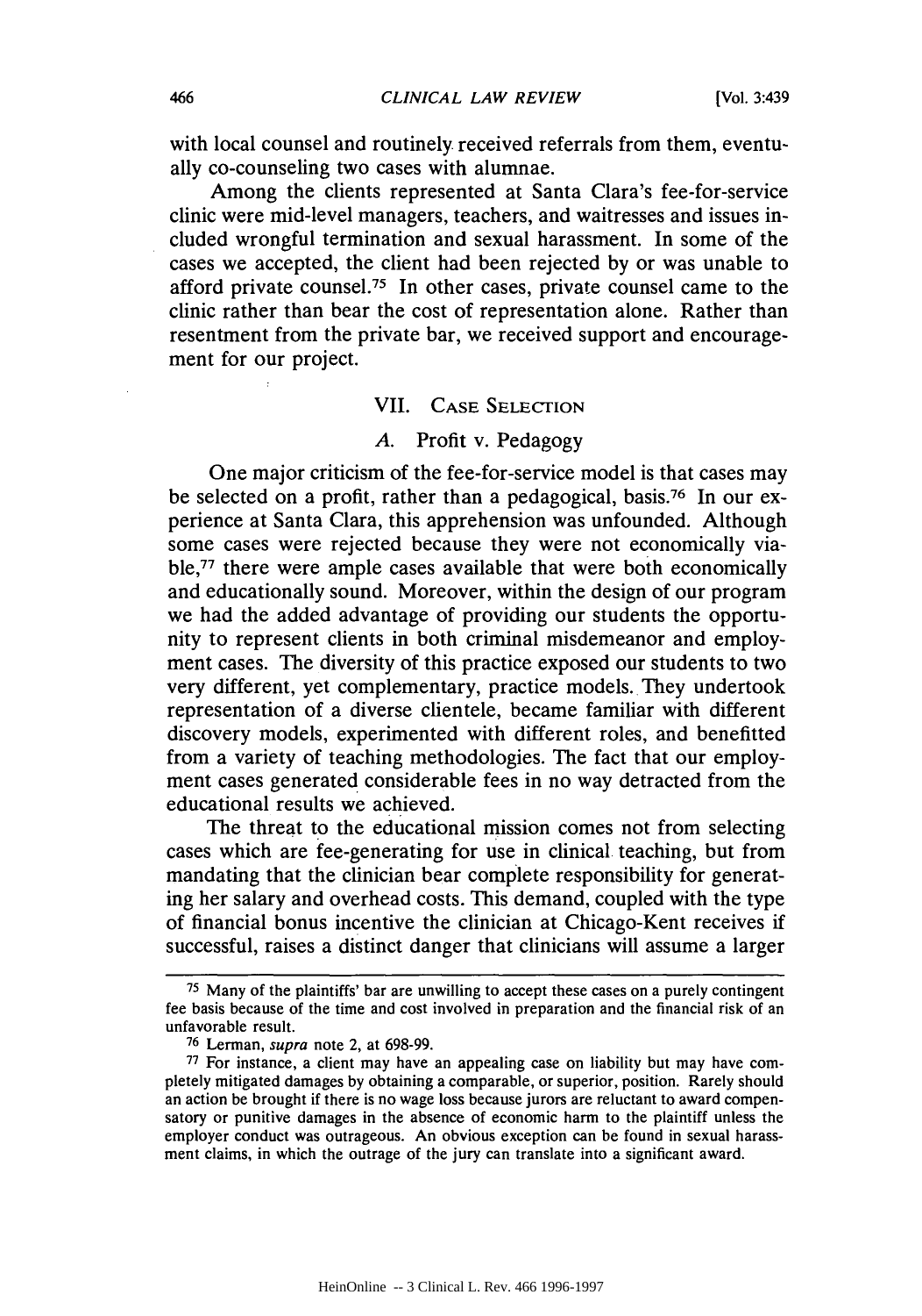with local counsel and routinely received referrals from them, eventually co-counseling two cases with alumnae.

Among the clients represented at Santa Clara's fee-for-service clinic were mid-level managers, teachers, and waitresses and issues included wrongful termination and sexual harassment. In some of the cases we accepted, the client had been rejected by or was unable to afford private counsel.[75] In other cases, private counsel came to the clinic rather than bear the cost of representation alone. Rather than resentment from the private bar, we received support and encouragement for our project.

## VII. Case Selection

### A. Profit v. Pedagogy

One major criticism of the fee-for-service model is that cases may be selected on a profit, rather than a pedagogical, basis.[76] In our experience at Santa Clara, this apprehension was unfounded. Although some cases were rejected because they were not economically viable,[77] there were ample cases available that were both economically and educationally sound. Moreover, within the design of our program we had the added advantage of providing our students the opportunity to represent clients in both criminal misdemeanor and employment cases. The diversity of this practice exposed our students to two very different, yet complementary, practice models. They undertook representation of a diverse clientele, became familiar with different discovery models, experimented with different roles, and benefitted from a variety of teaching methodologies. The fact that our employment cases generated considerable fees in no way detracted from the educational results we achieved.

The threat to the educational mission comes not from selecting cases which are fee-generating for use in clinical teaching, but from mandating that the clinician bear complete responsibility for generating her salary and overhead costs. This demand, coupled with the type of financial bonus incentive the clinician at Chicago-Kent receives if successful, raises a distinct danger that clinicians will assume a larger

---

[75] Many of the plaintiffs' bar are unwilling to accept these cases on a purely contingent fee basis because of the time and cost involved in preparation and the financial risk of an unfavorable result.

[76] Lerman, *supra* note 2, at 698-99.

[77] For instance, a client may have an appealing case on liability but may have completely mitigated damages by obtaining a comparable, or superior, position. Rarely should an action be brought if there is no wage loss because jurors are reluctant to award compensatory or punitive damages in the absence of economic harm to the plaintiff unless the employer conduct was outrageous. An obvious exception can be found in sexual harassment claims, in which the outrage of the jury can translate into a significant award.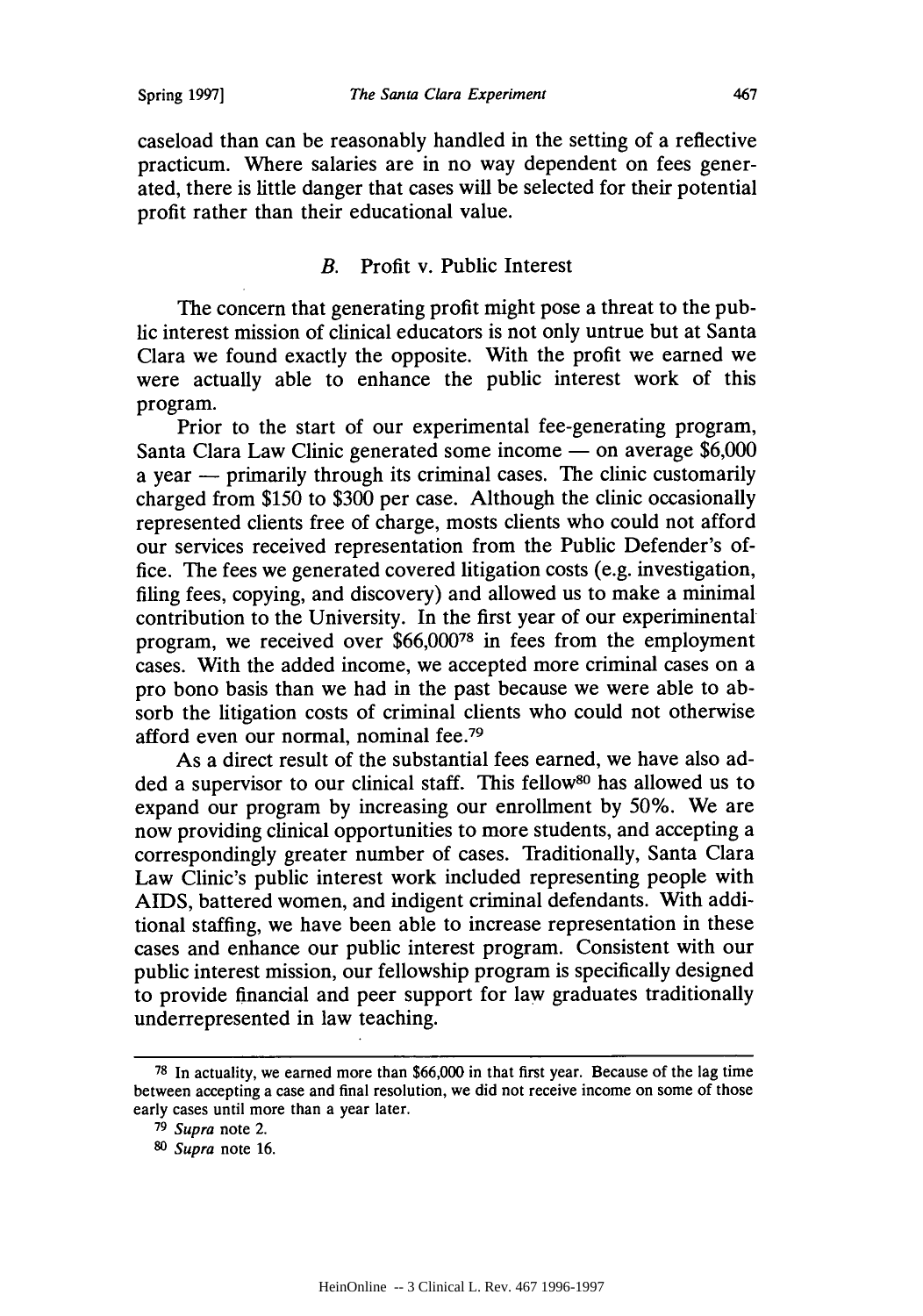caseload than can be reasonably handled in the setting of a reflective practicum. Where salaries are in no way dependent on fees generated, there is little danger that cases will be selected for their potential profit rather than their educational value.

### *B.* Profit v. Public Interest

The concern that generating profit might pose a threat to the public interest mission of clinical educators is not only untrue but at Santa Clara we found exactly the opposite. With the profit we earned we were actually able to enhance the public interest work of this program.

Prior to the start of our experimental fee-generating program, Santa Clara Law Clinic generated some income — on average $6,000 a year — primarily through its criminal cases. The clinic customarily charged from $150 to $300 per case. Although the clinic occasionally represented clients free of charge, mosts clients who could not afford our services received representation from the Public Defender's office. The fees we generated covered litigation costs (e.g. investigation, filing fees, copying, and discovery) and allowed us to make a minimal contribution to the University. In the first year of our experiminental program, we received over $66,000[78] in fees from the employment cases. With the added income, we accepted more criminal cases on a pro bono basis than we had in the past because we were able to absorb the litigation costs of criminal clients who could not otherwise afford even our normal, nominal fee.[79]

As a direct result of the substantial fees earned, we have also added a supervisor to our clinical staff. This fellow[80] has allowed us to expand our program by increasing our enrollment by 50%. We are now providing clinical opportunities to more students, and accepting a correspondingly greater number of cases. Traditionally, Santa Clara Law Clinic's public interest work included representing people with AIDS, battered women, and indigent criminal defendants. With additional staffing, we have been able to increase representation in these cases and enhance our public interest program. Consistent with our public interest mission, our fellowship program is specifically designed to provide financial and peer support for law graduates traditionally underrepresented in law teaching.

---

[78] In actuality, we earned more than $66,000 in that first year. Because of the lag time between accepting a case and final resolution, we did not receive income on some of those early cases until more than a year later.

[79] *Supra* note 2.

[80] *Supra* note 16.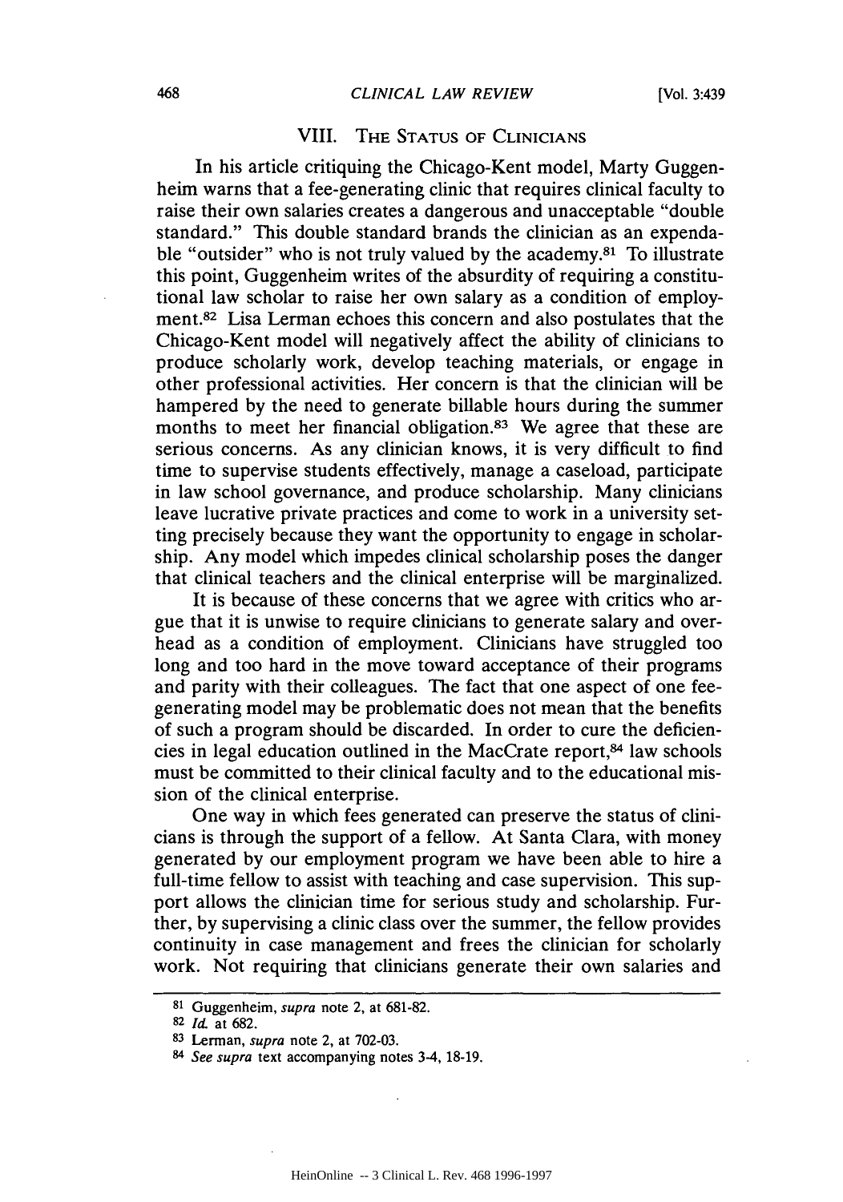## VIII. The Status of Clinicians

In his article critiquing the Chicago-Kent model, Marty Guggenheim warns that a fee-generating clinic that requires clinical faculty to raise their own salaries creates a dangerous and unacceptable "double standard." This double standard brands the clinician as an expendable "outsider" who is not truly valued by the academy.[81] To illustrate this point, Guggenheim writes of the absurdity of requiring a constitutional law scholar to raise her own salary as a condition of employment.[82] Lisa Lerman echoes this concern and also postulates that the Chicago-Kent model will negatively affect the ability of clinicians to produce scholarly work, develop teaching materials, or engage in other professional activities. Her concern is that the clinician will be hampered by the need to generate billable hours during the summer months to meet her financial obligation.[83] We agree that these are serious concerns. As any clinician knows, it is very difficult to find time to supervise students effectively, manage a caseload, participate in law school governance, and produce scholarship. Many clinicians leave lucrative private practices and come to work in a university setting precisely because they want the opportunity to engage in scholarship. Any model which impedes clinical scholarship poses the danger that clinical teachers and the clinical enterprise will be marginalized.

It is because of these concerns that we agree with critics who argue that it is unwise to require clinicians to generate salary and overhead as a condition of employment. Clinicians have struggled too long and too hard in the move toward acceptance of their programs and parity with their colleagues. The fact that one aspect of one fee-generating model may be problematic does not mean that the benefits of such a program should be discarded. In order to cure the deficiencies in legal education outlined in the MacCrate report,[84] law schools must be committed to their clinical faculty and to the educational mission of the clinical enterprise.

One way in which fees generated can preserve the status of clinicians is through the support of a fellow. At Santa Clara, with money generated by our employment program we have been able to hire a full-time fellow to assist with teaching and case supervision. This support allows the clinician time for serious study and scholarship. Further, by supervising a clinic class over the summer, the fellow provides continuity in case management and frees the clinician for scholarly work. Not requiring that clinicians generate their own salaries and

---

[81] Guggenheim, *supra* note 2, at 681-82.

[82] *Id.* at 682.

[83] Lerman, *supra* note 2, at 702-03.

[84] *See supra* text accompanying notes 3-4, 18-19.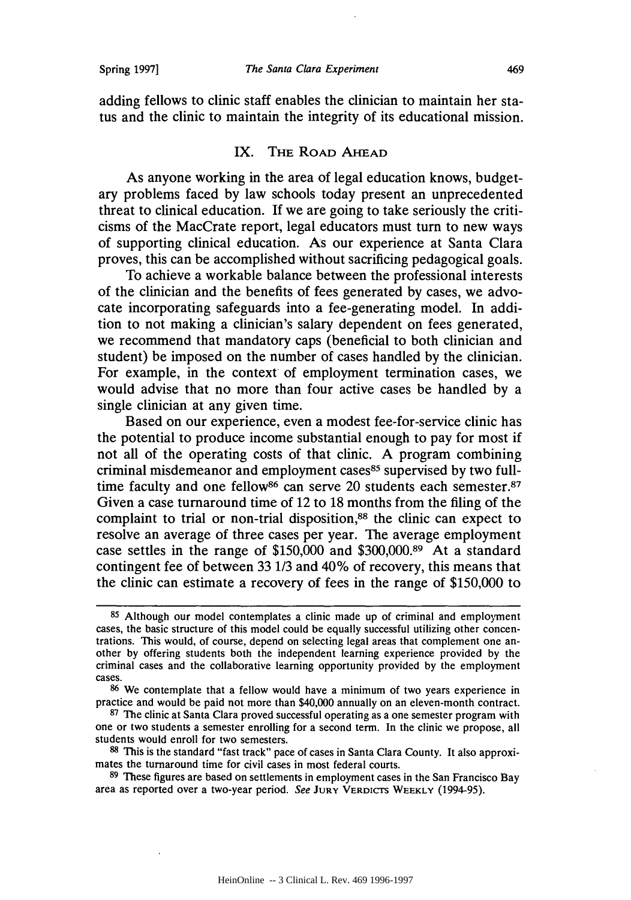adding fellows to clinic staff enables the clinician to maintain her status and the clinic to maintain the integrity of its educational mission.

## IX. The Road Ahead

As anyone working in the area of legal education knows, budgetary problems faced by law schools today present an unprecedented threat to clinical education. If we are going to take seriously the criticisms of the MacCrate report, legal educators must turn to new ways of supporting clinical education. As our experience at Santa Clara proves, this can be accomplished without sacrificing pedagogical goals.

To achieve a workable balance between the professional interests of the clinician and the benefits of fees generated by cases, we advocate incorporating safeguards into a fee-generating model. In addition to not making a clinician's salary dependent on fees generated, we recommend that mandatory caps (beneficial to both clinician and student) be imposed on the number of cases handled by the clinician. For example, in the context of employment termination cases, we would advise that no more than four active cases be handled by a single clinician at any given time.

Based on our experience, even a modest fee-for-service clinic has the potential to produce income substantial enough to pay for most if not all of the operating costs of that clinic. A program combining criminal misdemeanor and employment cases[85] supervised by two full-time faculty and one fellow[86] can serve 20 students each semester.[87] Given a case turnaround time of 12 to 18 months from the filing of the complaint to trial or non-trial disposition,[88] the clinic can expect to resolve an average of three cases per year. The average employment case settles in the range of $150,000 and $300,000.[89] At a standard contingent fee of between 33 1/3 and 40% of recovery, this means that the clinic can estimate a recovery of fees in the range of $150,000 to

---

[85] Although our model contemplates a clinic made up of criminal and employment cases, the basic structure of this model could be equally successful utilizing other concentrations. This would, of course, depend on selecting legal areas that complement one another by offering students both the independent learning experience provided by the criminal cases and the collaborative learning opportunity provided by the employment cases.

[86] We contemplate that a fellow would have a minimum of two years experience in practice and would be paid not more than $40,000 annually on an eleven-month contract.

[87] The clinic at Santa Clara proved successful operating as a one semester program with one or two students a semester enrolling for a second term. In the clinic we propose, all students would enroll for two semesters.

[88] This is the standard "fast track" pace of cases in Santa Clara County. It also approximates the turnaround time for civil cases in most federal courts.

[89] These figures are based on settlements in employment cases in the San Francisco Bay area as reported over a two-year period. *See* Jury Verdicts Weekly (1994-95).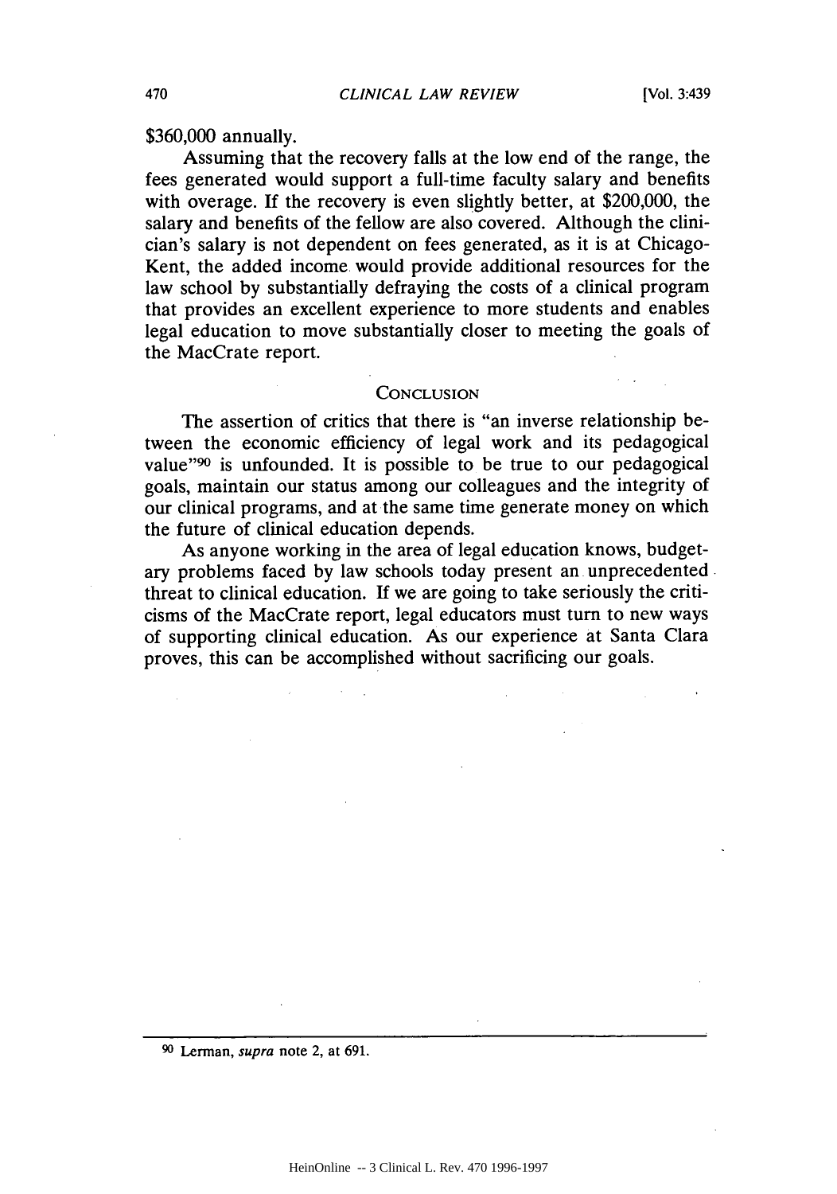$360,000 annually.

Assuming that the recovery falls at the low end of the range, the fees generated would support a full-time faculty salary and benefits with overage. If the recovery is even slightly better, at $200,000, the salary and benefits of the fellow are also covered. Although the clinician's salary is not dependent on fees generated, as it is at Chicago-Kent, the added income would provide additional resources for the law school by substantially defraying the costs of a clinical program that provides an excellent experience to more students and enables legal education to move substantially closer to meeting the goals of the MacCrate report.

## CONCLUSION

The assertion of critics that there is "an inverse relationship between the economic efficiency of legal work and its pedagogical value"[90] is unfounded. It is possible to be true to our pedagogical goals, maintain our status among our colleagues and the integrity of our clinical programs, and at the same time generate money on which the future of clinical education depends.

As anyone working in the area of legal education knows, budgetary problems faced by law schools today present an unprecedented threat to clinical education. If we are going to take seriously the criticisms of the MacCrate report, legal educators must turn to new ways of supporting clinical education. As our experience at Santa Clara proves, this can be accomplished without sacrificing our goals.

---

[90] Lerman, *supra* note 2, at 691.